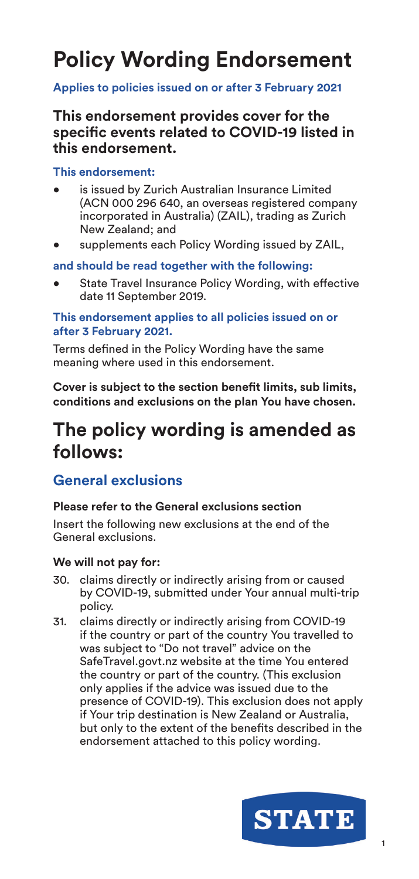# Policy Wording Endorsement

**Applies to policies issued on or after 3 February 2021**

## This endorsement provides cover for the specific events related to COVID-19 listed in this endorsement.

**This endorsement:**

- is issued by Zurich Australian Insurance Limited (ACN 000 296 640, an overseas registered company incorporated in Australia) (ZAIL), trading as Zurich New Zealand; and
- supplements each Policy Wording issued by ZAIL,

**and should be read together with the following:**

- State Travel Insurance Policy Wording, with effective date 11 September 2019.

**This endorsement applies to all policies issued on or after 3 February 2021.**

Terms defined in the Policy Wording have the same meaning where used in this endorsement.

**Cover is subject to the section benefit limits, sub limits, conditions and exclusions on the plan You have chosen.**

# The policy wording is amended as follows:

## General exclusions

**Please refer to the General exclusions section**

Insert the following new exclusions at the end of the General exclusions.

**We will not pay for:**

30. claims directly or indirectly arising from or caused by COVID-19, submitted under Your annual multi-trip policy.
31. claims directly or indirectly arising from COVID-19 if the country or part of the country You travelled to was subject to "Do not travel" advice on the SafeTravel.govt.nz website at the time You entered the country or part of the country. (This exclusion only applies if the advice was issued due to the presence of COVID-19). This exclusion does not apply if Your trip destination is New Zealand or Australia, but only to the extent of the benefits described in the endorsement attached to this policy wording.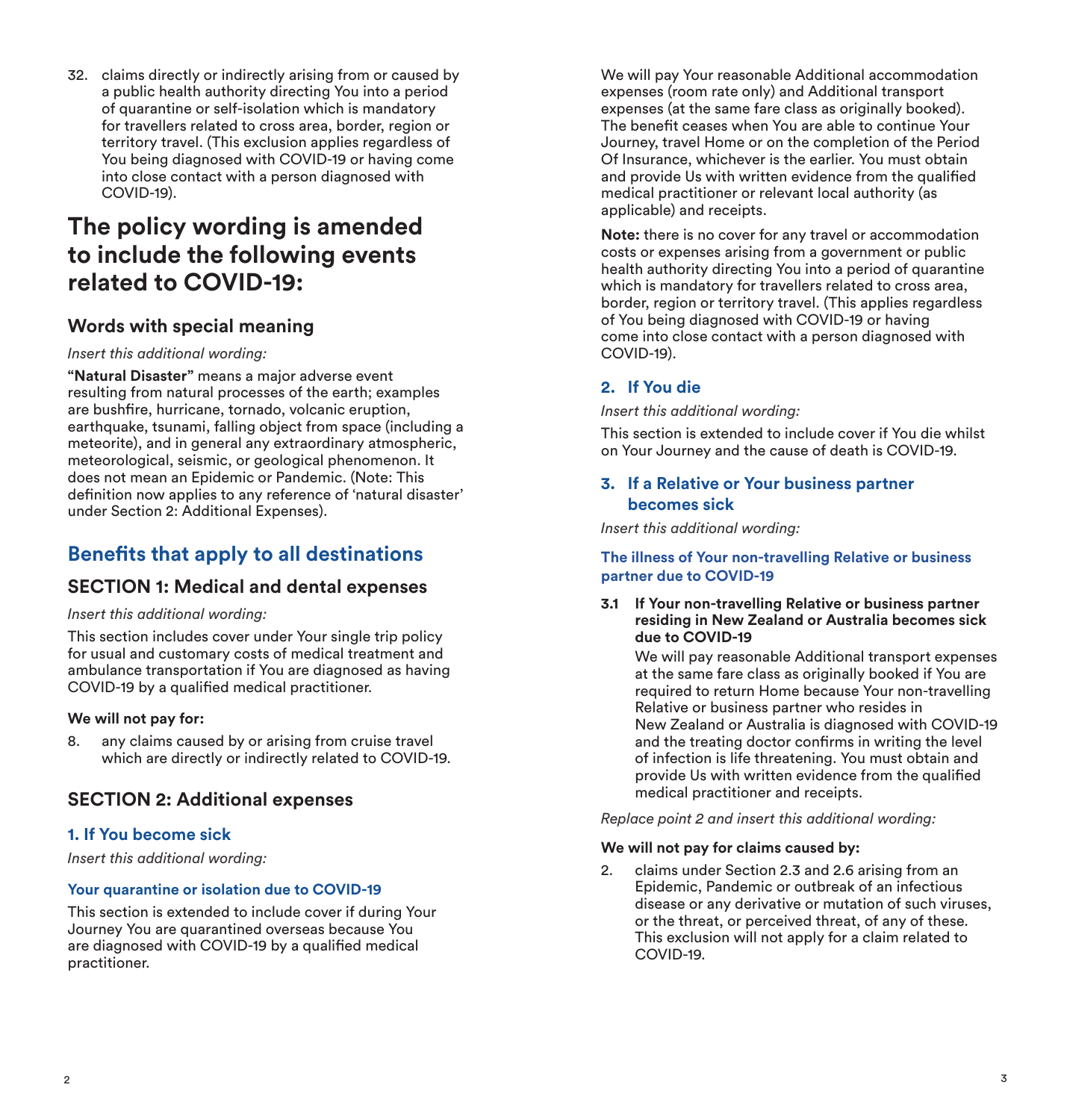32. claims directly or indirectly arising from or caused by a public health authority directing You into a period of quarantine or self-isolation which is mandatory for travellers related to cross area, border, region or territory travel. (This exclusion applies regardless of You being diagnosed with COVID-19 or having come into close contact with a person diagnosed with COVID-19).

# The policy wording is amended to include the following events related to COVID-19:

## Words with special meaning

*Insert this additional wording:*

**"Natural Disaster"** means a major adverse event resulting from natural processes of the earth; examples are bushfire, hurricane, tornado, volcanic eruption, earthquake, tsunami, falling object from space (including a meteorite), and in general any extraordinary atmospheric, meteorological, seismic, or geological phenomenon. It does not mean an Epidemic or Pandemic. (Note: This definition now applies to any reference of 'natural disaster' under Section 2: Additional Expenses).

## Benefits that apply to all destinations

## SECTION 1: Medical and dental expenses

*Insert this additional wording:*

This section includes cover under Your single trip policy for usual and customary costs of medical treatment and ambulance transportation if You are diagnosed as having COVID-19 by a qualified medical practitioner.

**We will not pay for:**

8. any claims caused by or arising from cruise travel which are directly or indirectly related to COVID-19.

## SECTION 2: Additional expenses

### 1. If You become sick

*Insert this additional wording:*

#### Your quarantine or isolation due to COVID-19

This section is extended to include cover if during Your Journey You are quarantined overseas because You are diagnosed with COVID-19 by a qualified medical practitioner.

We will pay Your reasonable Additional accommodation expenses (room rate only) and Additional transport expenses (at the same fare class as originally booked). The benefit ceases when You are able to continue Your Journey, travel Home or on the completion of the Period Of Insurance, whichever is the earlier. You must obtain and provide Us with written evidence from the qualified medical practitioner or relevant local authority (as applicable) and receipts.

**Note:** there is no cover for any travel or accommodation costs or expenses arising from a government or public health authority directing You into a period of quarantine which is mandatory for travellers related to cross area, border, region or territory travel. (This applies regardless of You being diagnosed with COVID-19 or having come into close contact with a person diagnosed with COVID-19).

### 2. If You die

*Insert this additional wording:*

This section is extended to include cover if You die whilst on Your Journey and the cause of death is COVID-19.

### 3. If a Relative or Your business partner becomes sick

*Insert this additional wording:*

#### The illness of Your non-travelling Relative or business partner due to COVID-19

**3.1 If Your non-travelling Relative or business partner residing in New Zealand or Australia becomes sick due to COVID-19**

We will pay reasonable Additional transport expenses at the same fare class as originally booked if You are required to return Home because Your non-travelling Relative or business partner who resides in New Zealand or Australia is diagnosed with COVID-19 and the treating doctor confirms in writing the level of infection is life threatening. You must obtain and provide Us with written evidence from the qualified medical practitioner and receipts.

*Replace point 2 and insert this additional wording:*

**We will not pay for claims caused by:**

2. claims under Section 2.3 and 2.6 arising from an Epidemic, Pandemic or outbreak of an infectious disease or any derivative or mutation of such viruses, or the threat, or perceived threat, of any of these. This exclusion will not apply for a claim related to COVID-19.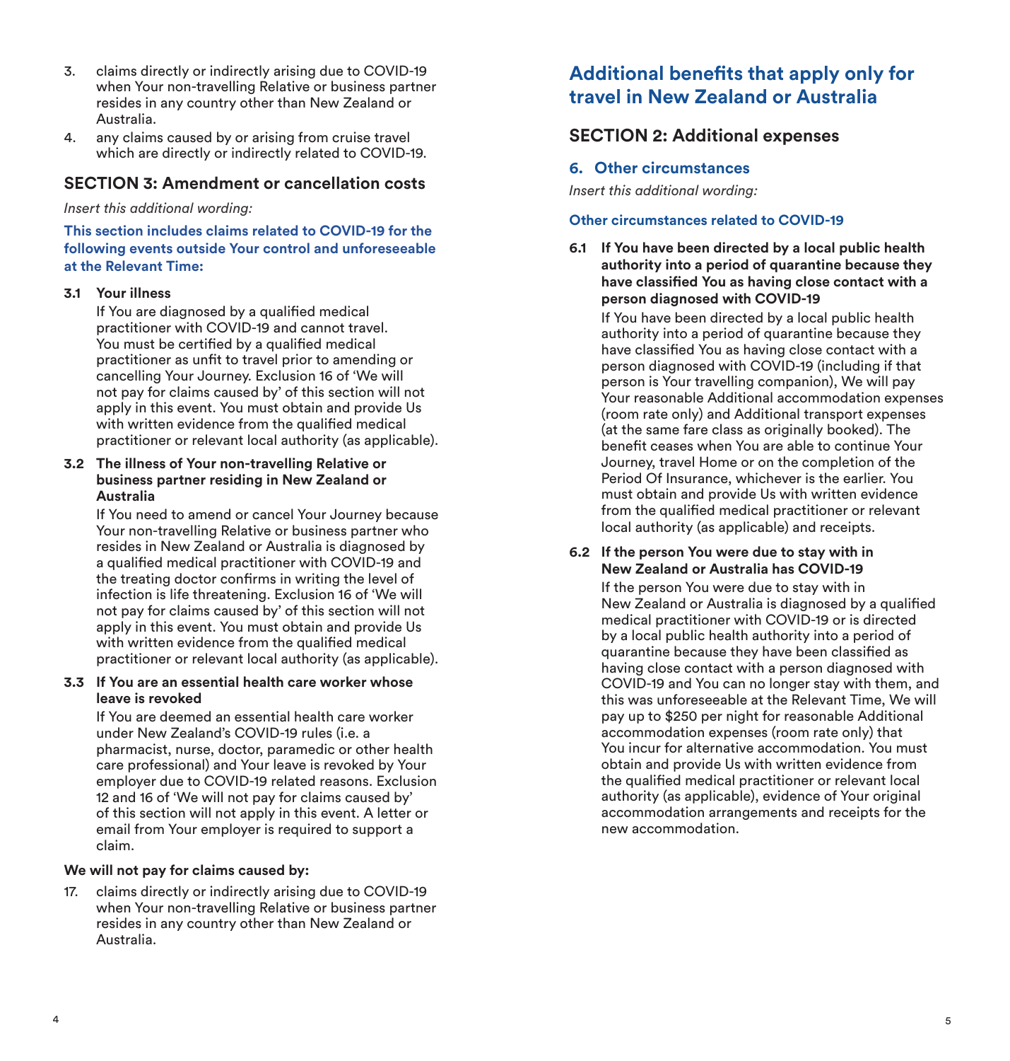3. claims directly or indirectly arising due to COVID-19 when Your non-travelling Relative or business partner resides in any country other than New Zealand or Australia.
4. any claims caused by or arising from cruise travel which are directly or indirectly related to COVID-19.

## SECTION 3: Amendment or cancellation costs

*Insert this additional wording:*

**This section includes claims related to COVID-19 for the following events outside Your control and unforeseeable at the Relevant Time:**

**3.1 Your illness**

If You are diagnosed by a qualified medical practitioner with COVID-19 and cannot travel. You must be certified by a qualified medical practitioner as unfit to travel prior to amending or cancelling Your Journey. Exclusion 16 of 'We will not pay for claims caused by' of this section will not apply in this event. You must obtain and provide Us with written evidence from the qualified medical practitioner or relevant local authority (as applicable).

**3.2 The illness of Your non-travelling Relative or business partner residing in New Zealand or Australia**

If You need to amend or cancel Your Journey because Your non-travelling Relative or business partner who resides in New Zealand or Australia is diagnosed by a qualified medical practitioner with COVID-19 and the treating doctor confirms in writing the level of infection is life threatening. Exclusion 16 of 'We will not pay for claims caused by' of this section will not apply in this event. You must obtain and provide Us with written evidence from the qualified medical practitioner or relevant local authority (as applicable).

**3.3 If You are an essential health care worker whose leave is revoked**

If You are deemed an essential health care worker under New Zealand's COVID-19 rules (i.e. a pharmacist, nurse, doctor, paramedic or other health care professional) and Your leave is revoked by Your employer due to COVID-19 related reasons. Exclusion 12 and 16 of 'We will not pay for claims caused by' of this section will not apply in this event. A letter or email from Your employer is required to support a claim.

**We will not pay for claims caused by:**

17. claims directly or indirectly arising due to COVID-19 when Your non-travelling Relative or business partner resides in any country other than New Zealand or Australia.

# Additional benefits that apply only for travel in New Zealand or Australia

## SECTION 2: Additional expenses

### 6. Other circumstances

*Insert this additional wording:*

**Other circumstances related to COVID-19**

**6.1 If You have been directed by a local public health authority into a period of quarantine because they have classified You as having close contact with a person diagnosed with COVID-19**

If You have been directed by a local public health authority into a period of quarantine because they have classified You as having close contact with a person diagnosed with COVID-19 (including if that person is Your travelling companion), We will pay Your reasonable Additional accommodation expenses (room rate only) and Additional transport expenses (at the same fare class as originally booked). The benefit ceases when You are able to continue Your Journey, travel Home or on the completion of the Period Of Insurance, whichever is the earlier. You must obtain and provide Us with written evidence from the qualified medical practitioner or relevant local authority (as applicable) and receipts.

**6.2 If the person You were due to stay with in New Zealand or Australia has COVID-19**

If the person You were due to stay with in New Zealand or Australia is diagnosed by a qualified medical practitioner with COVID-19 or is directed by a local public health authority into a period of quarantine because they have been classified as having close contact with a person diagnosed with COVID-19 and You can no longer stay with them, and this was unforeseeable at the Relevant Time, We will pay up to $250 per night for reasonable Additional accommodation expenses (room rate only) that You incur for alternative accommodation. You must obtain and provide Us with written evidence from the qualified medical practitioner or relevant local authority (as applicable), evidence of Your original accommodation arrangements and receipts for the new accommodation.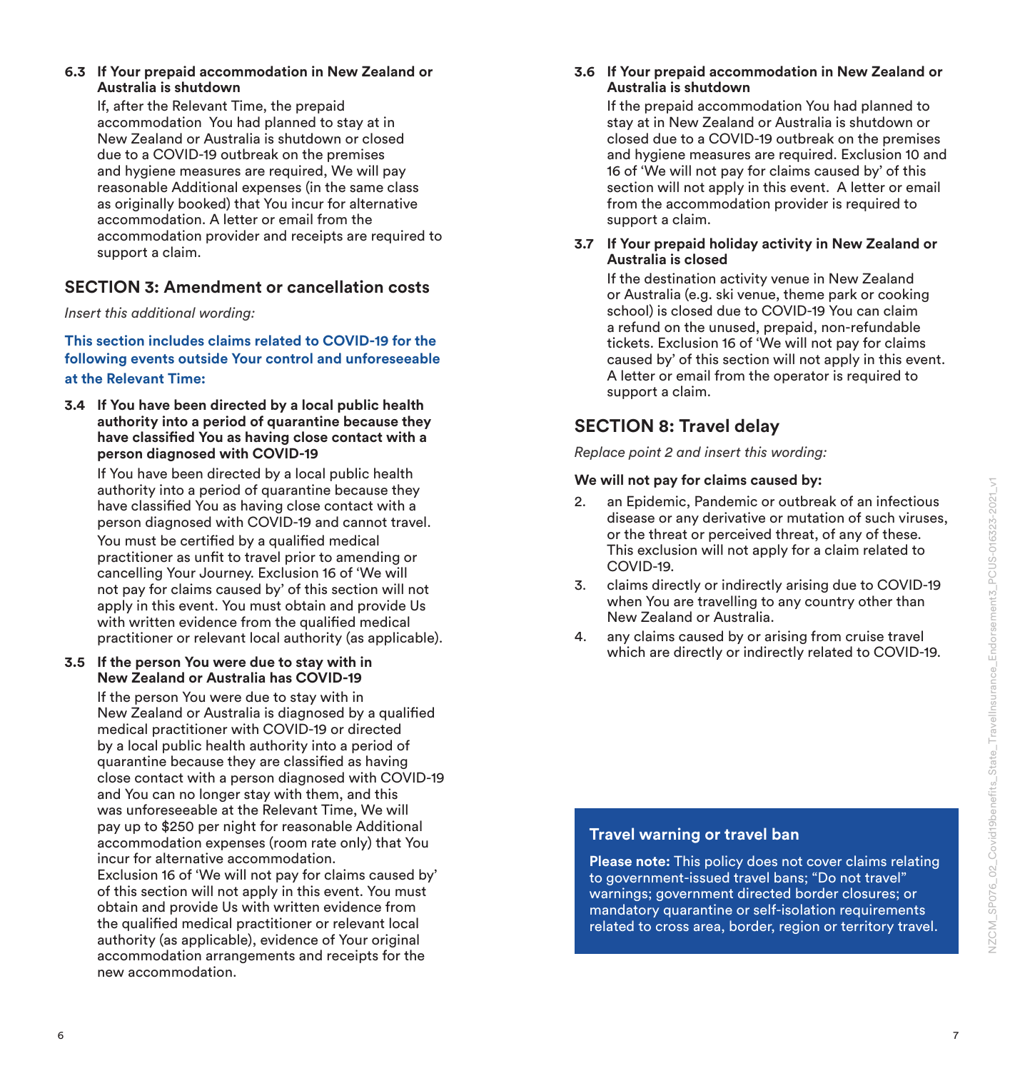**6.3 If Your prepaid accommodation in New Zealand or Australia is shutdown**

If, after the Relevant Time, the prepaid accommodation You had planned to stay at in New Zealand or Australia is shutdown or closed due to a COVID-19 outbreak on the premises and hygiene measures are required, We will pay reasonable Additional expenses (in the same class as originally booked) that You incur for alternative accommodation. A letter or email from the accommodation provider and receipts are required to support a claim.

## SECTION 3: Amendment or cancellation costs

*Insert this additional wording:*

**This section includes claims related to COVID-19 for the following events outside Your control and unforeseeable at the Relevant Time:**

**3.4 If You have been directed by a local public health authority into a period of quarantine because they have classified You as having close contact with a person diagnosed with COVID-19**

If You have been directed by a local public health authority into a period of quarantine because they have classified You as having close contact with a person diagnosed with COVID-19 and cannot travel. You must be certified by a qualified medical practitioner as unfit to travel prior to amending or cancelling Your Journey. Exclusion 16 of 'We will not pay for claims caused by' of this section will not apply in this event. You must obtain and provide Us with written evidence from the qualified medical practitioner or relevant local authority (as applicable).

**3.5 If the person You were due to stay with in New Zealand or Australia has COVID-19**

If the person You were due to stay with in New Zealand or Australia is diagnosed by a qualified medical practitioner with COVID-19 or directed by a local public health authority into a period of quarantine because they are classified as having close contact with a person diagnosed with COVID-19 and You can no longer stay with them, and this was unforeseeable at the Relevant Time, We will pay up to $250 per night for reasonable Additional accommodation expenses (room rate only) that You incur for alternative accommodation. Exclusion 16 of 'We will not pay for claims caused by' of this section will not apply in this event. You must obtain and provide Us with written evidence from the qualified medical practitioner or relevant local authority (as applicable), evidence of Your original accommodation arrangements and receipts for the new accommodation.

**3.6 If Your prepaid accommodation in New Zealand or Australia is shutdown**

If the prepaid accommodation You had planned to stay at in New Zealand or Australia is shutdown or closed due to a COVID-19 outbreak on the premises and hygiene measures are required. Exclusion 10 and 16 of 'We will not pay for claims caused by' of this section will not apply in this event. A letter or email from the accommodation provider is required to support a claim.

**3.7 If Your prepaid holiday activity in New Zealand or Australia is closed**

If the destination activity venue in New Zealand or Australia (e.g. ski venue, theme park or cooking school) is closed due to COVID-19 You can claim a refund on the unused, prepaid, non-refundable tickets. Exclusion 16 of 'We will not pay for claims caused by' of this section will not apply in this event. A letter or email from the operator is required to support a claim.

## SECTION 8: Travel delay

*Replace point 2 and insert this wording:*

**We will not pay for claims caused by:**

2. an Epidemic, Pandemic or outbreak of an infectious disease or any derivative or mutation of such viruses, or the threat or perceived threat, of any of these. This exclusion will not apply for a claim related to COVID-19.
3. claims directly or indirectly arising due to COVID-19 when You are travelling to any country other than New Zealand or Australia.
4. any claims caused by or arising from cruise travel which are directly or indirectly related to COVID-19.

### Travel warning or travel ban

**Please note:** This policy does not cover claims relating to government-issued travel bans; "Do not travel" warnings; government directed border closures; or mandatory quarantine or self-isolation requirements related to cross area, border, region or territory travel.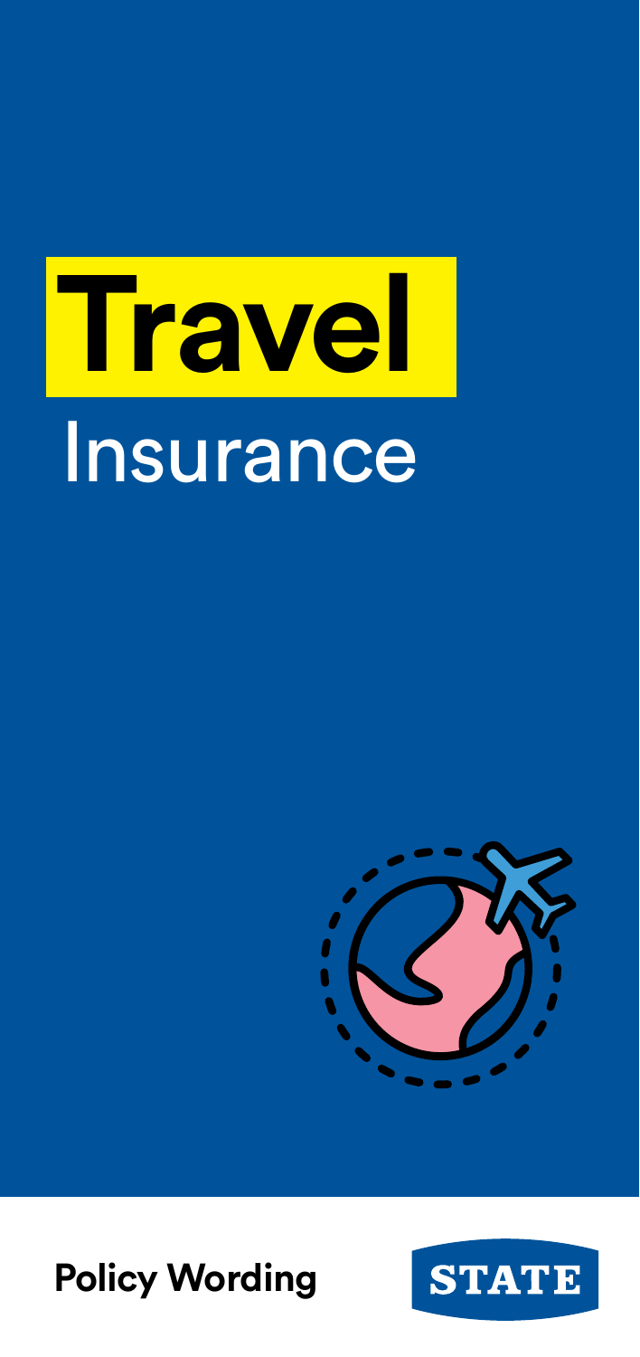# Travel

Insurance

Policy Wording

STATE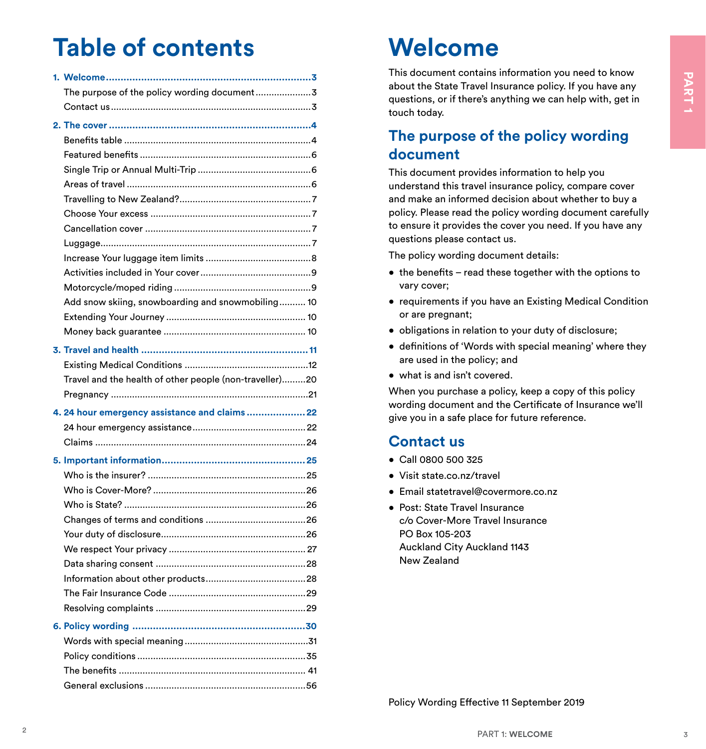# Table of contents

**1. Welcome** ..... 3
- The purpose of the policy wording document ..... 3
- Contact us ..... 3

**2. The cover** ..... 4
- Benefits table ..... 4
- Featured benefits ..... 6
- Single Trip or Annual Multi-Trip ..... 6
- Areas of travel ..... 6
- Travelling to New Zealand? ..... 7
- Choose Your excess ..... 7
- Cancellation cover ..... 7
- Luggage ..... 7
- Increase Your luggage item limits ..... 8
- Activities included in Your cover ..... 9
- Motorcycle/moped riding ..... 9
- Add snow skiing, snowboarding and snowmobiling ..... 10
- Extending Your Journey ..... 10
- Money back guarantee ..... 10

**3. Travel and health** ..... 11
- Existing Medical Conditions ..... 12
- Travel and the health of other people (non-traveller) ..... 20
- Pregnancy ..... 21

**4. 24 hour emergency assistance and claims** ..... 22
- 24 hour emergency assistance ..... 22
- Claims ..... 24

**5. Important information** ..... 25
- Who is the insurer? ..... 25
- Who is Cover-More? ..... 26
- Who is State? ..... 26
- Changes of terms and conditions ..... 26
- Your duty of disclosure ..... 26
- We respect Your privacy ..... 27
- Data sharing consent ..... 28
- Information about other products ..... 28
- The Fair Insurance Code ..... 29
- Resolving complaints ..... 29

**6. Policy wording** ..... 30
- Words with special meaning ..... 31
- Policy conditions ..... 35
- The benefits ..... 41
- General exclusions ..... 56

# Welcome

This document contains information you need to know about the State Travel Insurance policy. If you have any questions, or if there's anything we can help with, get in touch today.

## The purpose of the policy wording document

This document provides information to help you understand this travel insurance policy, compare cover and make an informed decision about whether to buy a policy. Please read the policy wording document carefully to ensure it provides the cover you need. If you have any questions please contact us.

The policy wording document details:

- the benefits – read these together with the options to vary cover;
- requirements if you have an Existing Medical Condition or are pregnant;
- obligations in relation to your duty of disclosure;
- definitions of 'Words with special meaning' where they are used in the policy; and
- what is and isn't covered.

When you purchase a policy, keep a copy of this policy wording document and the Certificate of Insurance we'll give you in a safe place for future reference.

## Contact us

- Call 0800 500 325
- Visit state.co.nz/travel
- Email statetravel@covermore.co.nz
- Post: State Travel Insurance
  c/o Cover-More Travel Insurance
  PO Box 105-203
  Auckland City Auckland 1143
  New Zealand

Policy Wording Effective 11 September 2019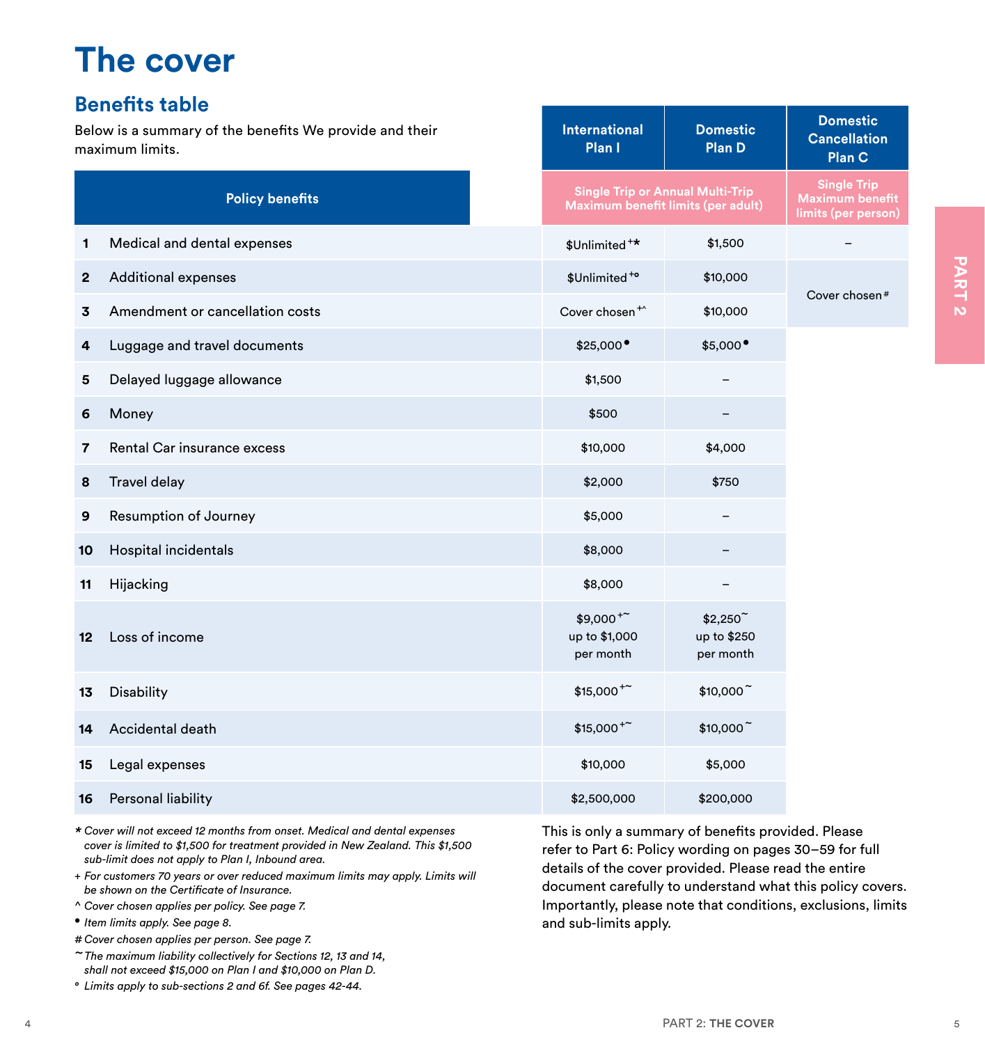# The cover

## Benefits table

Below is a summary of the benefits We provide and their maximum limits.

| | Policy benefits | International Plan I | Domestic Plan D | Domestic Cancellation Plan C |
|---|---|---|---|---|
| | | Single Trip or Annual Multi-Trip Maximum benefit limits (per adult) | | Single Trip Maximum benefit limits (per person) |
| 1 | Medical and dental expenses | $Unlimited +* | $1,500 | – |
| 2 | Additional expenses | $Unlimited +° | $10,000 | Cover chosen # |
| 3 | Amendment or cancellation costs | Cover chosen +^ | $10,000 | |
| 4 | Luggage and travel documents | $25,000 • | $5,000 • | |
| 5 | Delayed luggage allowance | $1,500 | – | |
| 6 | Money | $500 | – | |
| 7 | Rental Car insurance excess | $10,000 | $4,000 | |
| 8 | Travel delay | $2,000 | $750 | |
| 9 | Resumption of Journey | $5,000 | – | |
| 10 | Hospital incidentals | $8,000 | – | |
| 11 | Hijacking | $8,000 | – | |
| 12 | Loss of income | $9,000 +~ up to $1,000 per month | $2,250 ~ up to $250 per month | |
| 13 | Disability | $15,000 +~ | $10,000 ~ | |
| 14 | Accidental death | $15,000 +~ | $10,000 ~ | |
| 15 | Legal expenses | $10,000 | $5,000 | |
| 16 | Personal liability | $2,500,000 | $200,000 | |

*\* Cover will not exceed 12 months from onset. Medical and dental expenses cover is limited to $1,500 for treatment provided in New Zealand. This $1,500 sub-limit does not apply to Plan I, Inbound area.*

*+ For customers 70 years or over reduced maximum limits may apply. Limits will be shown on the Certificate of Insurance.*

*^ Cover chosen applies per policy. See page 7.*

*• Item limits apply. See page 8.*

*# Cover chosen applies per person. See page 7.*

*~ The maximum liability collectively for Sections 12, 13 and 14, shall not exceed $15,000 on Plan I and $10,000 on Plan D.*

*° Limits apply to sub-sections 2 and 6f. See pages 42-44.*

This is only a summary of benefits provided. Please refer to Part 6: Policy wording on pages 30–59 for full details of the cover provided. Please read the entire document carefully to understand what this policy covers. Importantly, please note that conditions, exclusions, limits and sub-limits apply.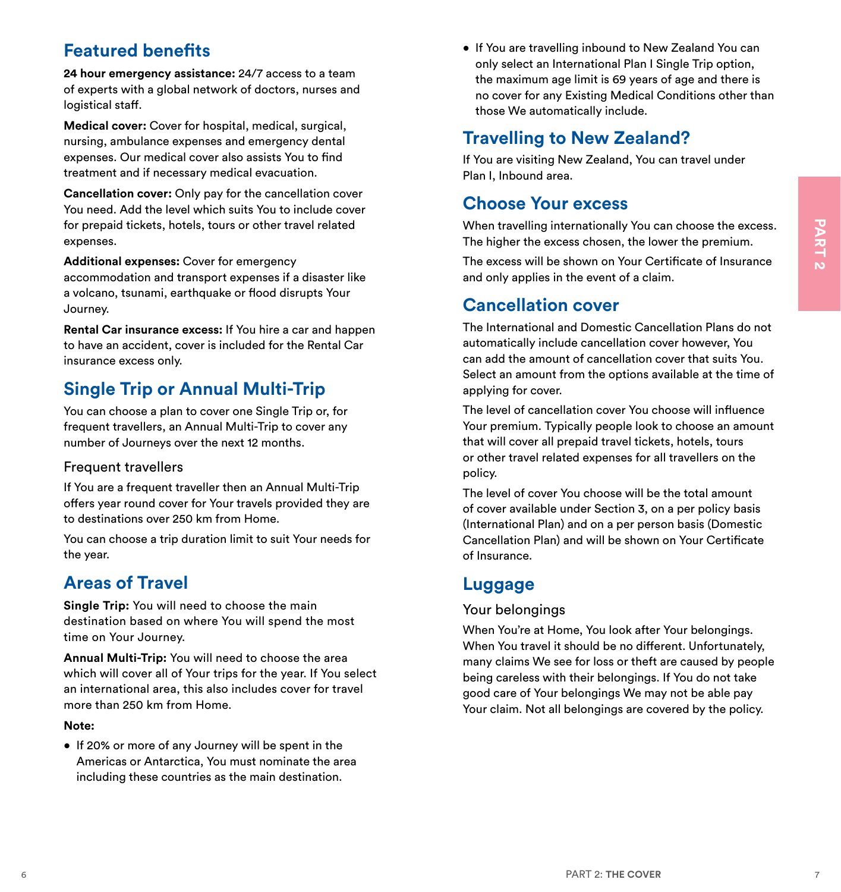## Featured benefits

**24 hour emergency assistance:** 24/7 access to a team of experts with a global network of doctors, nurses and logistical staff.

**Medical cover:** Cover for hospital, medical, surgical, nursing, ambulance expenses and emergency dental expenses. Our medical cover also assists You to find treatment and if necessary medical evacuation.

**Cancellation cover:** Only pay for the cancellation cover You need. Add the level which suits You to include cover for prepaid tickets, hotels, tours or other travel related expenses.

**Additional expenses:** Cover for emergency accommodation and transport expenses if a disaster like a volcano, tsunami, earthquake or flood disrupts Your Journey.

**Rental Car insurance excess:** If You hire a car and happen to have an accident, cover is included for the Rental Car insurance excess only.

## Single Trip or Annual Multi-Trip

You can choose a plan to cover one Single Trip or, for frequent travellers, an Annual Multi-Trip to cover any number of Journeys over the next 12 months.

### Frequent travellers

If You are a frequent traveller then an Annual Multi-Trip offers year round cover for Your travels provided they are to destinations over 250 km from Home.

You can choose a trip duration limit to suit Your needs for the year.

## Areas of Travel

**Single Trip:** You will need to choose the main destination based on where You will spend the most time on Your Journey.

**Annual Multi-Trip:** You will need to choose the area which will cover all of Your trips for the year. If You select an international area, this also includes cover for travel more than 250 km from Home.

**Note:**

- If 20% or more of any Journey will be spent in the Americas or Antarctica, You must nominate the area including these countries as the main destination.
- If You are travelling inbound to New Zealand You can only select an International Plan I Single Trip option, the maximum age limit is 69 years of age and there is no cover for any Existing Medical Conditions other than those We automatically include.

## Travelling to New Zealand?

If You are visiting New Zealand, You can travel under Plan I, Inbound area.

## Choose Your excess

When travelling internationally You can choose the excess. The higher the excess chosen, the lower the premium.

The excess will be shown on Your Certificate of Insurance and only applies in the event of a claim.

## Cancellation cover

The International and Domestic Cancellation Plans do not automatically include cancellation cover however, You can add the amount of cancellation cover that suits You. Select an amount from the options available at the time of applying for cover.

The level of cancellation cover You choose will influence Your premium. Typically people look to choose an amount that will cover all prepaid travel tickets, hotels, tours or other travel related expenses for all travellers on the policy.

The level of cover You choose will be the total amount of cover available under Section 3, on a per policy basis (International Plan) and on a per person basis (Domestic Cancellation Plan) and will be shown on Your Certificate of Insurance.

## Luggage

### Your belongings

When You're at Home, You look after Your belongings. When You travel it should be no different. Unfortunately, many claims We see for loss or theft are caused by people being careless with their belongings. If You do not take good care of Your belongings We may not be able pay Your claim. Not all belongings are covered by the policy.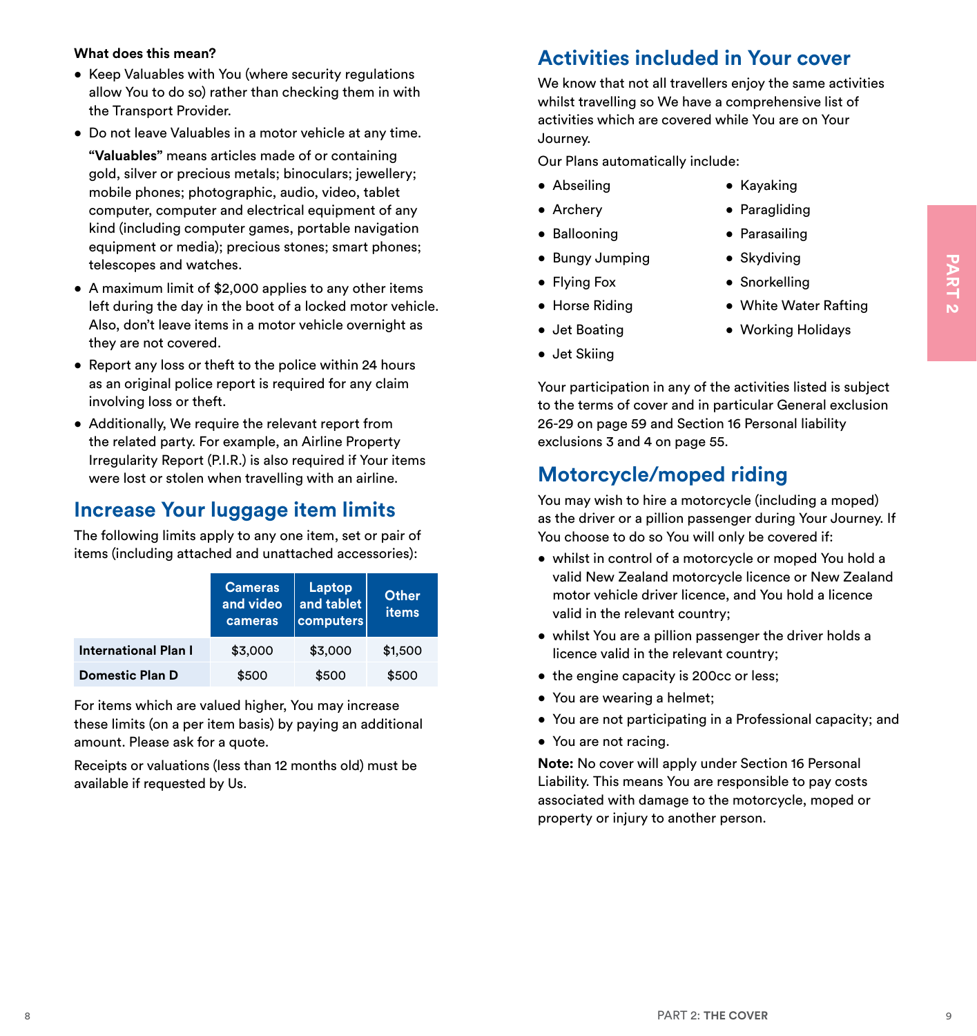**What does this mean?**

- Keep Valuables with You (where security regulations allow You to do so) rather than checking them in with the Transport Provider.
- Do not leave Valuables in a motor vehicle at any time.

  **"Valuables"** means articles made of or containing gold, silver or precious metals; binoculars; jewellery; mobile phones; photographic, audio, video, tablet computer, computer and electrical equipment of any kind (including computer games, portable navigation equipment or media); precious stones; smart phones; telescopes and watches.
- A maximum limit of $2,000 applies to any other items left during the day in the boot of a locked motor vehicle. Also, don't leave items in a motor vehicle overnight as they are not covered.
- Report any loss or theft to the police within 24 hours as an original police report is required for any claim involving loss or theft.
- Additionally, We require the relevant report from the related party. For example, an Airline Property Irregularity Report (P.I.R.) is also required if Your items were lost or stolen when travelling with an airline.

## Increase Your luggage item limits

The following limits apply to any one item, set or pair of items (including attached and unattached accessories):

| | Cameras and video cameras | Laptop and tablet computers | Other items |
|---|---|---|---|
| **International Plan I** | $3,000 | $3,000 | $1,500 |
| **Domestic Plan D** | $500 | $500 | $500 |

For items which are valued higher, You may increase these limits (on a per item basis) by paying an additional amount. Please ask for a quote.

Receipts or valuations (less than 12 months old) must be available if requested by Us.

## Activities included in Your cover

We know that not all travellers enjoy the same activities whilst travelling so We have a comprehensive list of activities which are covered while You are on Your Journey.

Our Plans automatically include:

- Abseiling
- Archery
- Ballooning
- Bungy Jumping
- Flying Fox
- Horse Riding
- Jet Boating
- Jet Skiing
- Kayaking
- Paragliding
- Parasailing
- Skydiving
- Snorkelling
- White Water Rafting
- Working Holidays

Your participation in any of the activities listed is subject to the terms of cover and in particular General exclusion 26-29 on page 59 and Section 16 Personal liability exclusions 3 and 4 on page 55.

## Motorcycle/moped riding

You may wish to hire a motorcycle (including a moped) as the driver or a pillion passenger during Your Journey. If You choose to do so You will only be covered if:

- whilst in control of a motorcycle or moped You hold a valid New Zealand motorcycle licence or New Zealand motor vehicle driver licence, and You hold a licence valid in the relevant country;
- whilst You are a pillion passenger the driver holds a licence valid in the relevant country;
- the engine capacity is 200cc or less;
- You are wearing a helmet;
- You are not participating in a Professional capacity; and
- You are not racing.

**Note:** No cover will apply under Section 16 Personal Liability. This means You are responsible to pay costs associated with damage to the motorcycle, moped or property or injury to another person.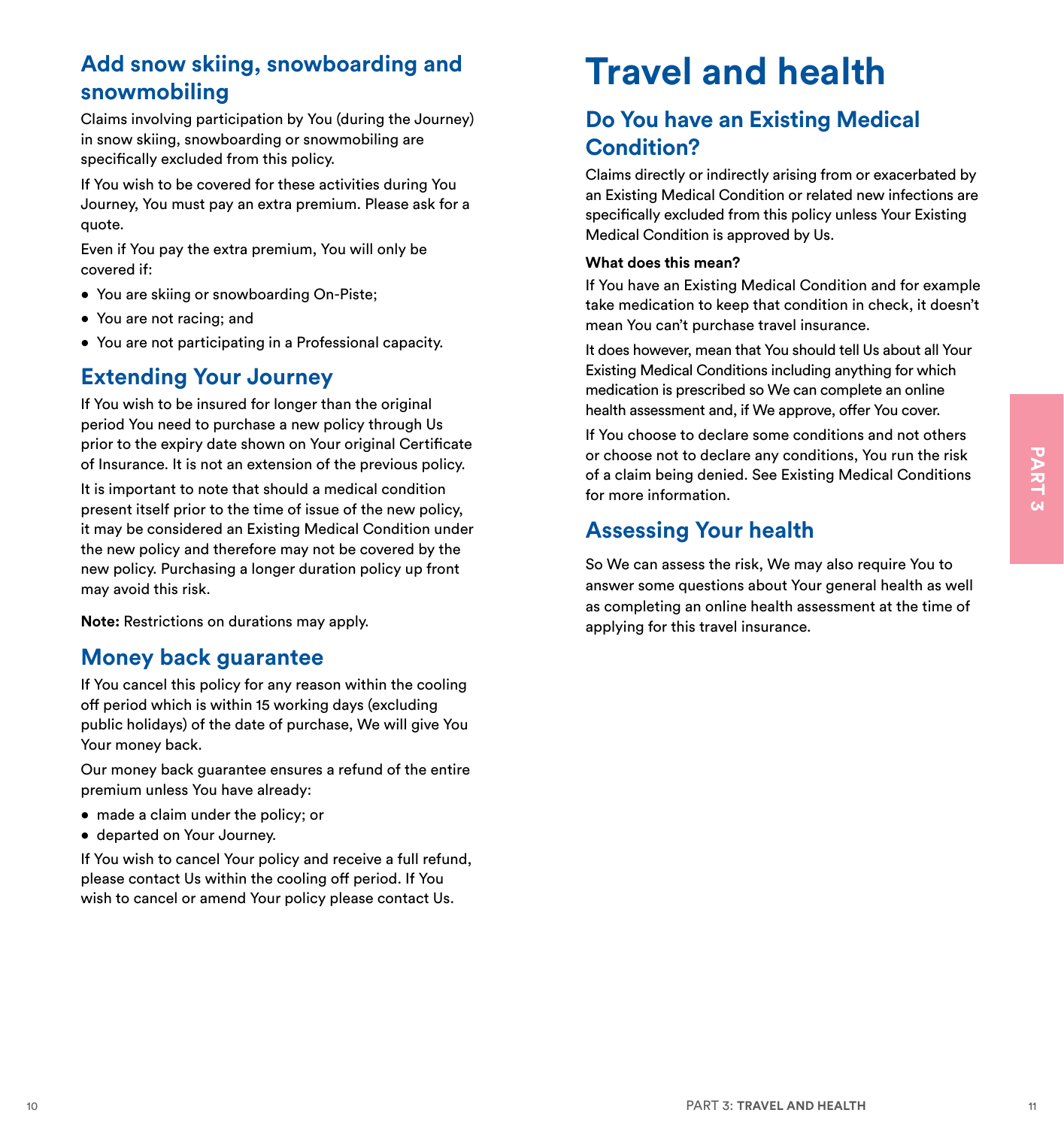## Add snow skiing, snowboarding and snowmobiling

Claims involving participation by You (during the Journey) in snow skiing, snowboarding or snowmobiling are specifically excluded from this policy.

If You wish to be covered for these activities during You Journey, You must pay an extra premium. Please ask for a quote.

Even if You pay the extra premium, You will only be covered if:

- You are skiing or snowboarding On-Piste;
- You are not racing; and
- You are not participating in a Professional capacity.

## Extending Your Journey

If You wish to be insured for longer than the original period You need to purchase a new policy through Us prior to the expiry date shown on Your original Certificate of Insurance. It is not an extension of the previous policy.

It is important to note that should a medical condition present itself prior to the time of issue of the new policy, it may be considered an Existing Medical Condition under the new policy and therefore may not be covered by the new policy. Purchasing a longer duration policy up front may avoid this risk.

**Note:** Restrictions on durations may apply.

## Money back guarantee

If You cancel this policy for any reason within the cooling off period which is within 15 working days (excluding public holidays) of the date of purchase, We will give You Your money back.

Our money back guarantee ensures a refund of the entire premium unless You have already:

- made a claim under the policy; or
- departed on Your Journey.

If You wish to cancel Your policy and receive a full refund, please contact Us within the cooling off period. If You wish to cancel or amend Your policy please contact Us.

# Travel and health

## Do You have an Existing Medical Condition?

Claims directly or indirectly arising from or exacerbated by an Existing Medical Condition or related new infections are specifically excluded from this policy unless Your Existing Medical Condition is approved by Us.

**What does this mean?**

If You have an Existing Medical Condition and for example take medication to keep that condition in check, it doesn't mean You can't purchase travel insurance.

It does however, mean that You should tell Us about all Your Existing Medical Conditions including anything for which medication is prescribed so We can complete an online health assessment and, if We approve, offer You cover.

If You choose to declare some conditions and not others or choose not to declare any conditions, You run the risk of a claim being denied. See Existing Medical Conditions for more information.

## Assessing Your health

So We can assess the risk, We may also require You to answer some questions about Your general health as well as completing an online health assessment at the time of applying for this travel insurance.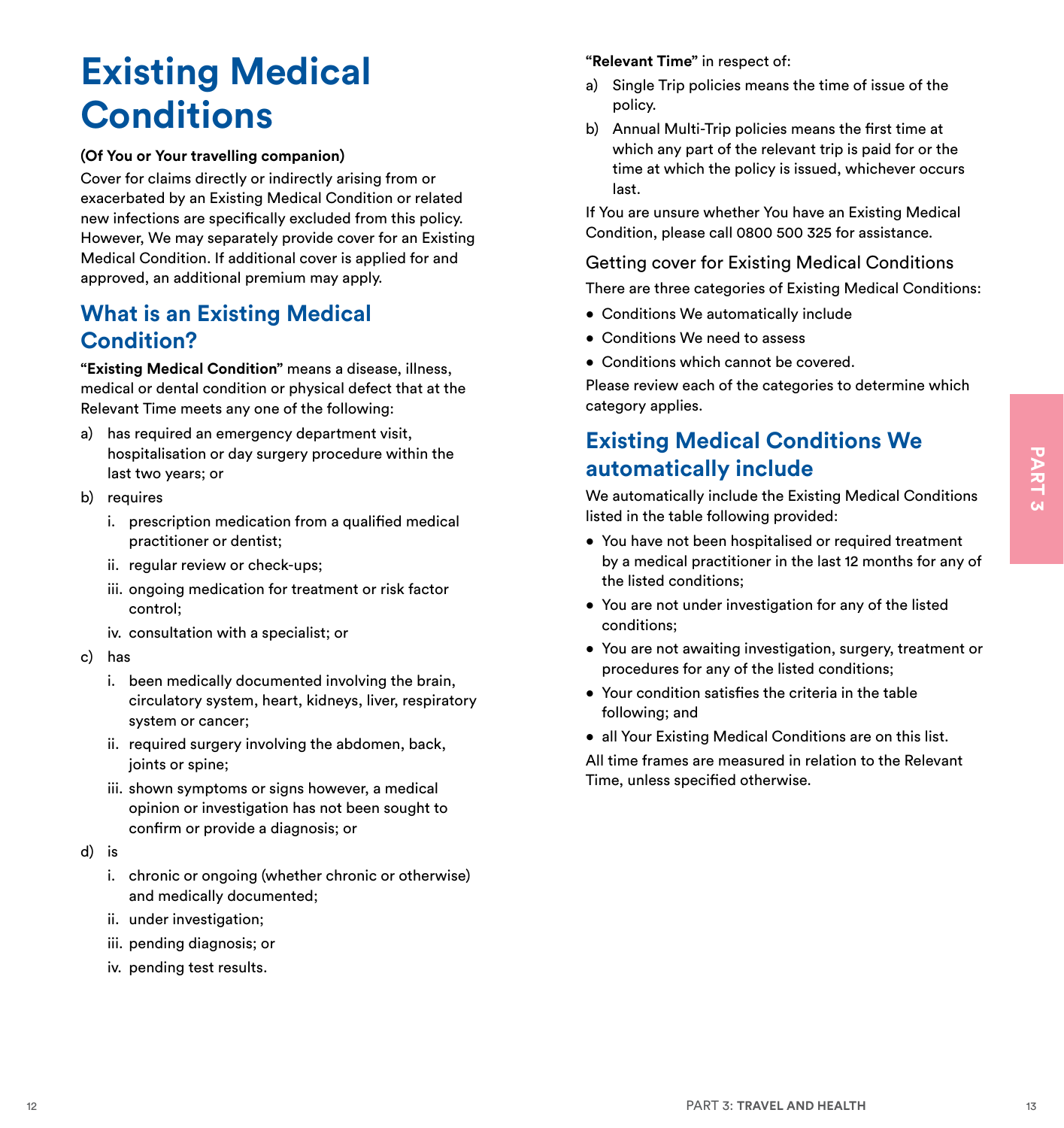# Existing Medical Conditions

**(Of You or Your travelling companion)**

Cover for claims directly or indirectly arising from or exacerbated by an Existing Medical Condition or related new infections are specifically excluded from this policy. However, We may separately provide cover for an Existing Medical Condition. If additional cover is applied for and approved, an additional premium may apply.

## What is an Existing Medical Condition?

**"Existing Medical Condition"** means a disease, illness, medical or dental condition or physical defect that at the Relevant Time meets any one of the following:

a) has required an emergency department visit, hospitalisation or day surgery procedure within the last two years; or

b) requires

  i. prescription medication from a qualified medical practitioner or dentist;

  ii. regular review or check-ups;

  iii. ongoing medication for treatment or risk factor control;

  iv. consultation with a specialist; or

c) has

  i. been medically documented involving the brain, circulatory system, heart, kidneys, liver, respiratory system or cancer;

  ii. required surgery involving the abdomen, back, joints or spine;

  iii. shown symptoms or signs however, a medical opinion or investigation has not been sought to confirm or provide a diagnosis; or

d) is

  i. chronic or ongoing (whether chronic or otherwise) and medically documented;

  ii. under investigation;

  iii. pending diagnosis; or

  iv. pending test results.

**"Relevant Time"** in respect of:

a) Single Trip policies means the time of issue of the policy.

b) Annual Multi-Trip policies means the first time at which any part of the relevant trip is paid for or the time at which the policy is issued, whichever occurs last.

If You are unsure whether You have an Existing Medical Condition, please call 0800 500 325 for assistance.

### Getting cover for Existing Medical Conditions

There are three categories of Existing Medical Conditions:

- Conditions We automatically include
- Conditions We need to assess
- Conditions which cannot be covered.

Please review each of the categories to determine which category applies.

## Existing Medical Conditions We automatically include

We automatically include the Existing Medical Conditions listed in the table following provided:

- You have not been hospitalised or required treatment by a medical practitioner in the last 12 months for any of the listed conditions;
- You are not under investigation for any of the listed conditions;
- You are not awaiting investigation, surgery, treatment or procedures for any of the listed conditions;
- Your condition satisfies the criteria in the table following; and
- all Your Existing Medical Conditions are on this list.

All time frames are measured in relation to the Relevant Time, unless specified otherwise.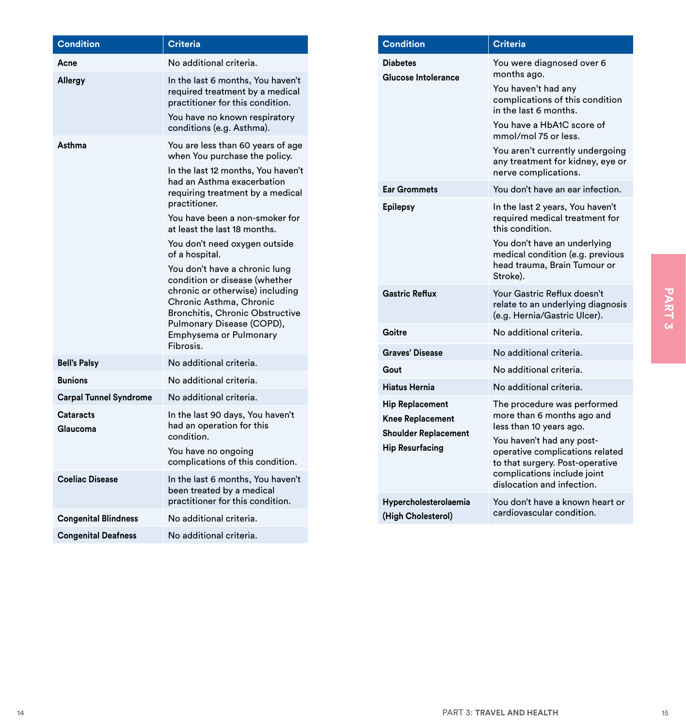| Condition | Criteria |
|---|---|
| **Acne** | No additional criteria. |
| **Allergy** | In the last 6 months, You haven't required treatment by a medical practitioner for this condition.<br>You have no known respiratory conditions (e.g. Asthma). |
| **Asthma** | You are less than 60 years of age when You purchase the policy.<br>In the last 12 months, You haven't had an Asthma exacerbation requiring treatment by a medical practitioner.<br>You have been a non-smoker for at least the last 18 months.<br>You don't need oxygen outside of a hospital.<br>You don't have a chronic lung condition or disease (whether chronic or otherwise) including Chronic Asthma, Chronic Bronchitis, Chronic Obstructive Pulmonary Disease (COPD), Emphysema or Pulmonary Fibrosis. |
| **Bell's Palsy** | No additional criteria. |
| **Bunions** | No additional criteria. |
| **Carpal Tunnel Syndrome** | No additional criteria. |
| **Cataracts**<br>**Glaucoma** | In the last 90 days, You haven't had an operation for this condition.<br>You have no ongoing complications of this condition. |
| **Coeliac Disease** | In the last 6 months, You haven't been treated by a medical practitioner for this condition. |
| **Congenital Blindness** | No additional criteria. |
| **Congenital Deafness** | No additional criteria. |

| Condition | Criteria |
|---|---|
| **Diabetes**<br>**Glucose Intolerance** | You were diagnosed over 6 months ago.<br>You haven't had any complications of this condition in the last 6 months.<br>You have a HbA1C score of mmol/mol 75 or less.<br>You aren't currently undergoing any treatment for kidney, eye or nerve complications. |
| **Ear Grommets** | You don't have an ear infection. |
| **Epilepsy** | In the last 2 years, You haven't required medical treatment for this condition.<br>You don't have an underlying medical condition (e.g. previous head trauma, Brain Tumour or Stroke). |
| **Gastric Reflux** | Your Gastric Reflux doesn't relate to an underlying diagnosis (e.g. Hernia/Gastric Ulcer). |
| **Goitre** | No additional criteria. |
| **Graves' Disease** | No additional criteria. |
| **Gout** | No additional criteria. |
| **Hiatus Hernia** | No additional criteria. |
| **Hip Replacement**<br>**Knee Replacement**<br>**Shoulder Replacement**<br>**Hip Resurfacing** | The procedure was performed more than 6 months ago and less than 10 years ago.<br>You haven't had any post-operative complications related to that surgery. Post-operative complications include joint dislocation and infection. |
| **Hypercholesterolaemia (High Cholesterol)** | You don't have a known heart or cardiovascular condition. |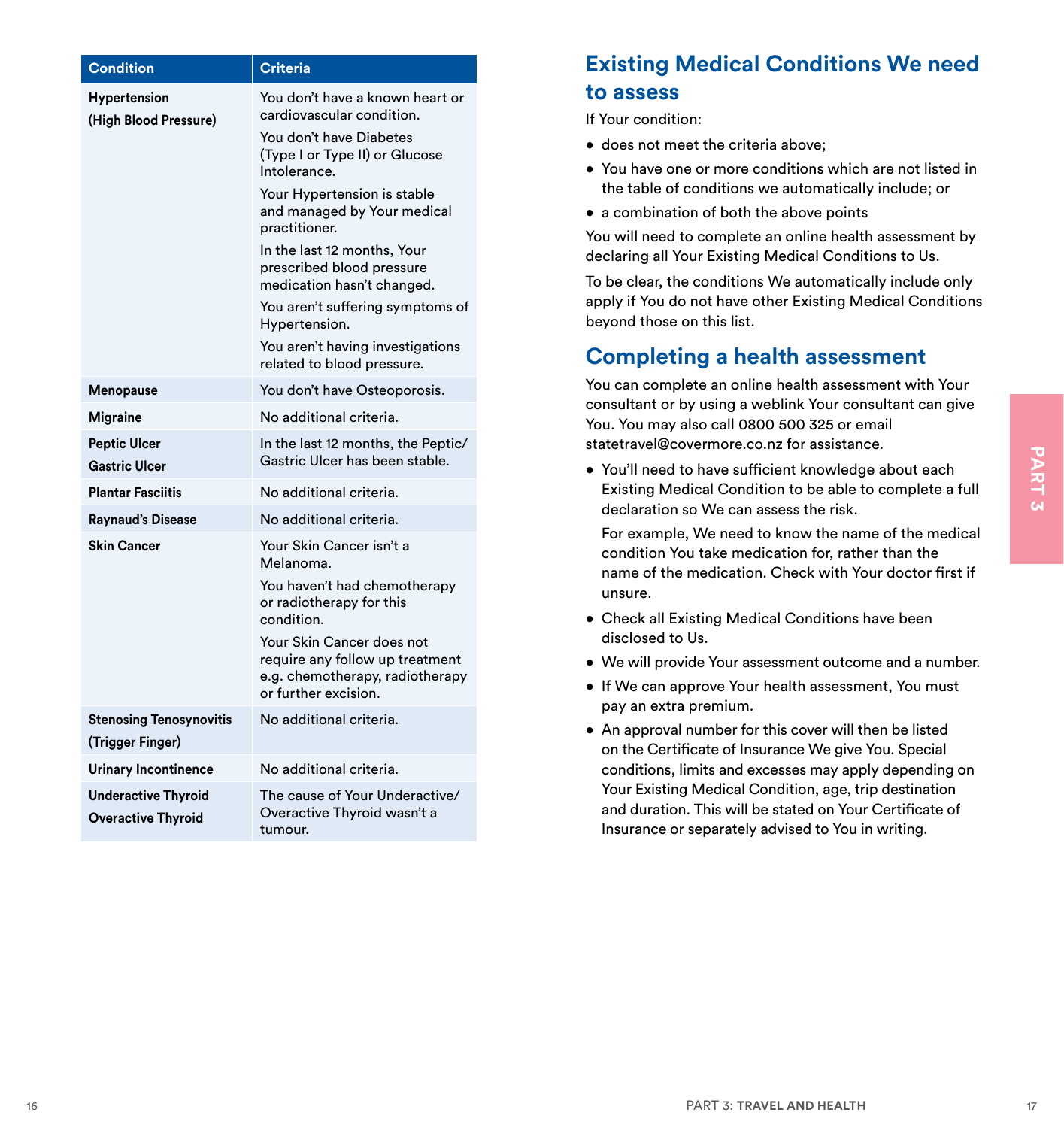| Condition | Criteria |
|---|---|
| **Hypertension (High Blood Pressure)** | You don't have a known heart or cardiovascular condition. You don't have Diabetes (Type I or Type II) or Glucose Intolerance. Your Hypertension is stable and managed by Your medical practitioner. In the last 12 months, Your prescribed blood pressure medication hasn't changed. You aren't suffering symptoms of Hypertension. You aren't having investigations related to blood pressure. |
| **Menopause** | You don't have Osteoporosis. |
| **Migraine** | No additional criteria. |
| **Peptic Ulcer Gastric Ulcer** | In the last 12 months, the Peptic/Gastric Ulcer has been stable. |
| **Plantar Fasciitis** | No additional criteria. |
| **Raynaud's Disease** | No additional criteria. |
| **Skin Cancer** | Your Skin Cancer isn't a Melanoma. You haven't had chemotherapy or radiotherapy for this condition. Your Skin Cancer does not require any follow up treatment e.g. chemotherapy, radiotherapy or further excision. |
| **Stenosing Tenosynovitis (Trigger Finger)** | No additional criteria. |
| **Urinary Incontinence** | No additional criteria. |
| **Underactive Thyroid Overactive Thyroid** | The cause of Your Underactive/Overactive Thyroid wasn't a tumour. |

## Existing Medical Conditions We need to assess

If Your condition:

- does not meet the criteria above;
- You have one or more conditions which are not listed in the table of conditions we automatically include; or
- a combination of both the above points

You will need to complete an online health assessment by declaring all Your Existing Medical Conditions to Us.

To be clear, the conditions We automatically include only apply if You do not have other Existing Medical Conditions beyond those on this list.

## Completing a health assessment

You can complete an online health assessment with Your consultant or by using a weblink Your consultant can give You. You may also call 0800 500 325 or email statetravel@covermore.co.nz for assistance.

- You'll need to have sufficient knowledge about each Existing Medical Condition to be able to complete a full declaration so We can assess the risk.

  For example, We need to know the name of the medical condition You take medication for, rather than the name of the medication. Check with Your doctor first if unsure.
- Check all Existing Medical Conditions have been disclosed to Us.
- We will provide Your assessment outcome and a number.
- If We can approve Your health assessment, You must pay an extra premium.
- An approval number for this cover will then be listed on the Certificate of Insurance We give You. Special conditions, limits and excesses may apply depending on Your Existing Medical Condition, age, trip destination and duration. This will be stated on Your Certificate of Insurance or separately advised to You in writing.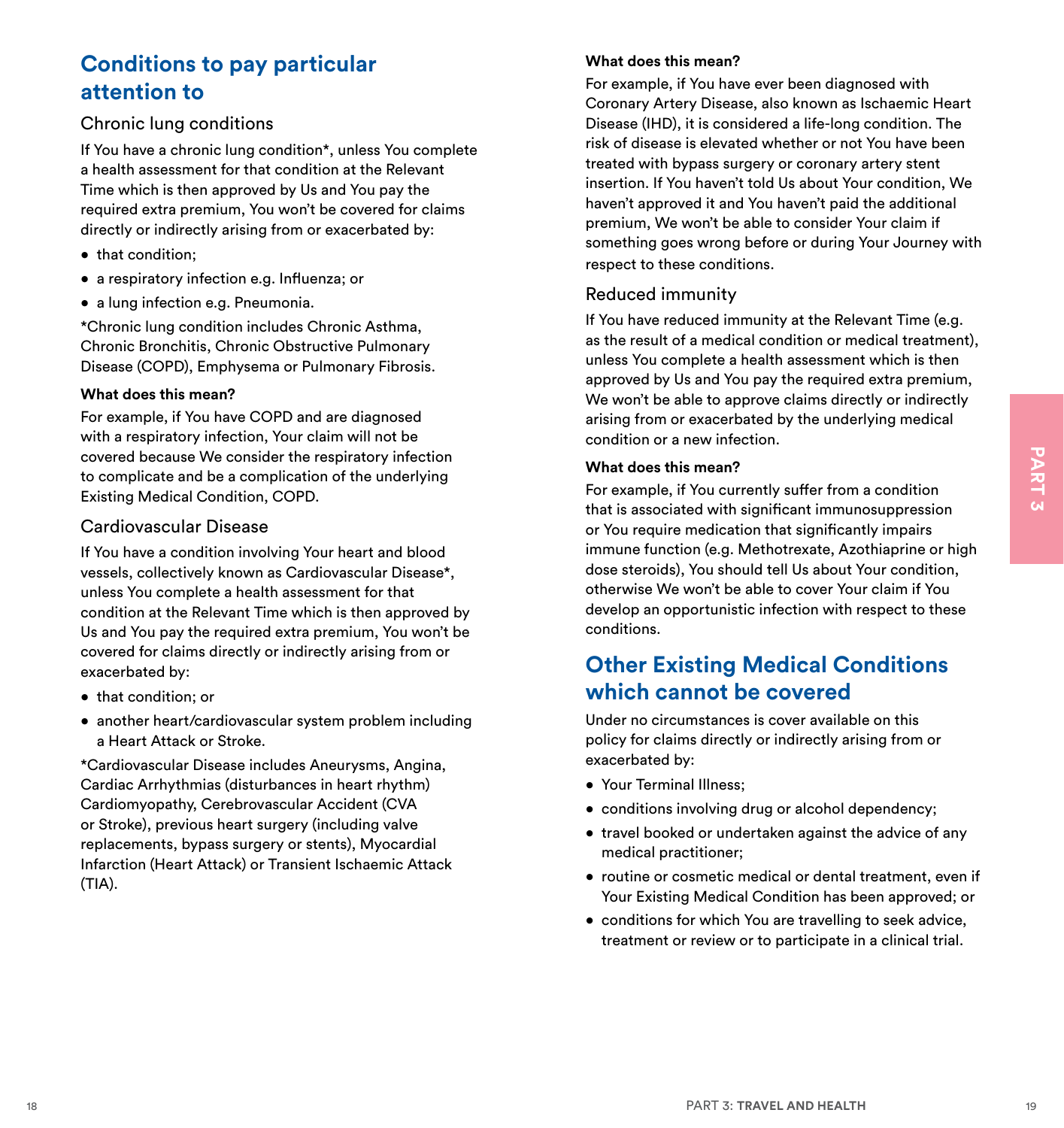## Conditions to pay particular attention to

### Chronic lung conditions

If You have a chronic lung condition*, unless You complete a health assessment for that condition at the Relevant Time which is then approved by Us and You pay the required extra premium, You won't be covered for claims directly or indirectly arising from or exacerbated by:

- that condition;
- a respiratory infection e.g. Influenza; or
- a lung infection e.g. Pneumonia.

*Chronic lung condition includes Chronic Asthma, Chronic Bronchitis, Chronic Obstructive Pulmonary Disease (COPD), Emphysema or Pulmonary Fibrosis.

**What does this mean?**

For example, if You have COPD and are diagnosed with a respiratory infection, Your claim will not be covered because We consider the respiratory infection to complicate and be a complication of the underlying Existing Medical Condition, COPD.

### Cardiovascular Disease

If You have a condition involving Your heart and blood vessels, collectively known as Cardiovascular Disease*, unless You complete a health assessment for that condition at the Relevant Time which is then approved by Us and You pay the required extra premium, You won't be covered for claims directly or indirectly arising from or exacerbated by:

- that condition; or
- another heart/cardiovascular system problem including a Heart Attack or Stroke.

*Cardiovascular Disease includes Aneurysms, Angina, Cardiac Arrhythmias (disturbances in heart rhythm) Cardiomyopathy, Cerebrovascular Accident (CVA or Stroke), previous heart surgery (including valve replacements, bypass surgery or stents), Myocardial Infarction (Heart Attack) or Transient Ischaemic Attack (TIA).

**What does this mean?**

For example, if You have ever been diagnosed with Coronary Artery Disease, also known as Ischaemic Heart Disease (IHD), it is considered a life-long condition. The risk of disease is elevated whether or not You have been treated with bypass surgery or coronary artery stent insertion. If You haven't told Us about Your condition, We haven't approved it and You haven't paid the additional premium, We won't be able to consider Your claim if something goes wrong before or during Your Journey with respect to these conditions.

### Reduced immunity

If You have reduced immunity at the Relevant Time (e.g. as the result of a medical condition or medical treatment), unless You complete a health assessment which is then approved by Us and You pay the required extra premium, We won't be able to approve claims directly or indirectly arising from or exacerbated by the underlying medical condition or a new infection.

**What does this mean?**

For example, if You currently suffer from a condition that is associated with significant immunosuppression or You require medication that significantly impairs immune function (e.g. Methotrexate, Azothiaprine or high dose steroids), You should tell Us about Your condition, otherwise We won't be able to cover Your claim if You develop an opportunistic infection with respect to these conditions.

## Other Existing Medical Conditions which cannot be covered

Under no circumstances is cover available on this policy for claims directly or indirectly arising from or exacerbated by:

- Your Terminal Illness;
- conditions involving drug or alcohol dependency;
- travel booked or undertaken against the advice of any medical practitioner;
- routine or cosmetic medical or dental treatment, even if Your Existing Medical Condition has been approved; or
- conditions for which You are travelling to seek advice, treatment or review or to participate in a clinical trial.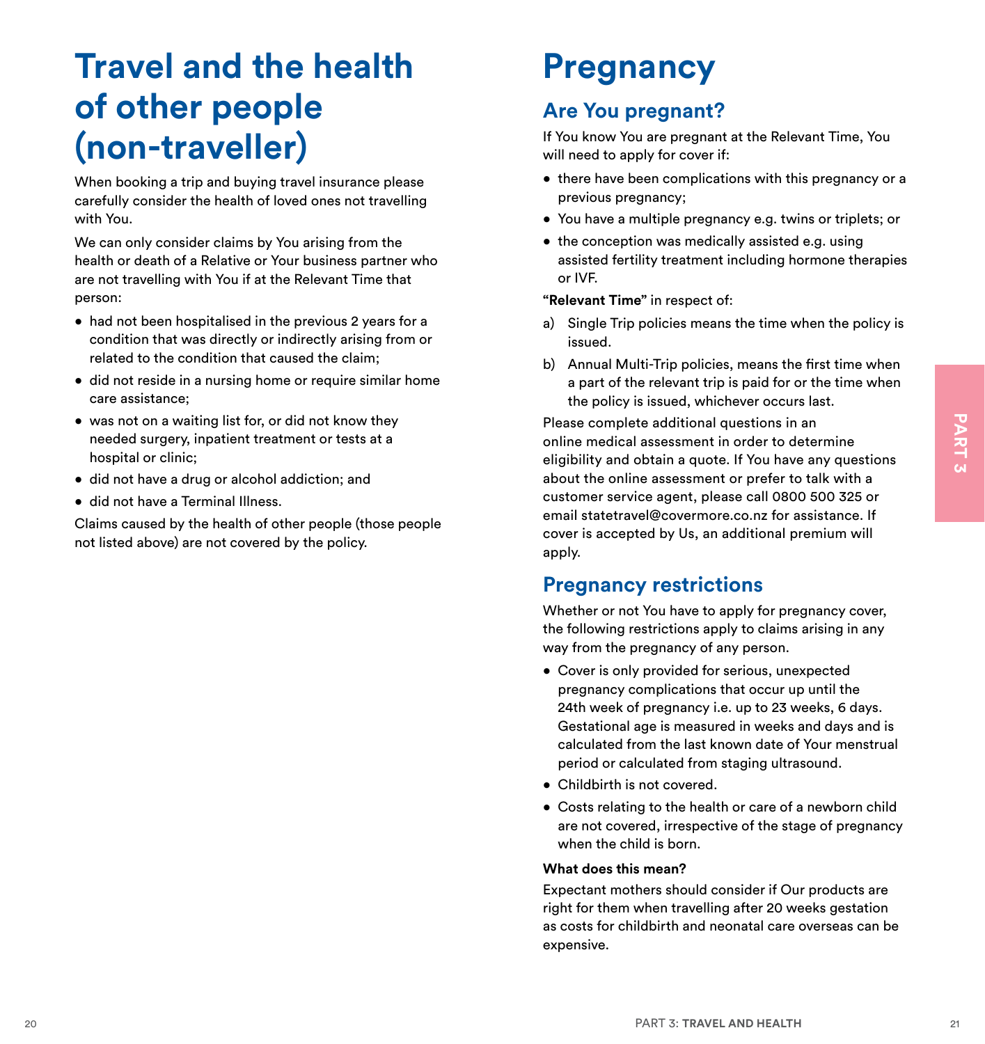# Travel and the health of other people (non-traveller)

When booking a trip and buying travel insurance please carefully consider the health of loved ones not travelling with You.

We can only consider claims by You arising from the health or death of a Relative or Your business partner who are not travelling with You if at the Relevant Time that person:

- had not been hospitalised in the previous 2 years for a condition that was directly or indirectly arising from or related to the condition that caused the claim;
- did not reside in a nursing home or require similar home care assistance;
- was not on a waiting list for, or did not know they needed surgery, inpatient treatment or tests at a hospital or clinic;
- did not have a drug or alcohol addiction; and
- did not have a Terminal Illness.

Claims caused by the health of other people (those people not listed above) are not covered by the policy.

# Pregnancy

## Are You pregnant?

If You know You are pregnant at the Relevant Time, You will need to apply for cover if:

- there have been complications with this pregnancy or a previous pregnancy;
- You have a multiple pregnancy e.g. twins or triplets; or
- the conception was medically assisted e.g. using assisted fertility treatment including hormone therapies or IVF.

**"Relevant Time"** in respect of:

a) Single Trip policies means the time when the policy is issued.

b) Annual Multi-Trip policies, means the first time when a part of the relevant trip is paid for or the time when the policy is issued, whichever occurs last.

Please complete additional questions in an online medical assessment in order to determine eligibility and obtain a quote. If You have any questions about the online assessment or prefer to talk with a customer service agent, please call 0800 500 325 or email statetravel@covermore.co.nz for assistance. If cover is accepted by Us, an additional premium will apply.

## Pregnancy restrictions

Whether or not You have to apply for pregnancy cover, the following restrictions apply to claims arising in any way from the pregnancy of any person.

- Cover is only provided for serious, unexpected pregnancy complications that occur up until the 24th week of pregnancy i.e. up to 23 weeks, 6 days. Gestational age is measured in weeks and days and is calculated from the last known date of Your menstrual period or calculated from staging ultrasound.
- Childbirth is not covered.
- Costs relating to the health or care of a newborn child are not covered, irrespective of the stage of pregnancy when the child is born.

**What does this mean?**

Expectant mothers should consider if Our products are right for them when travelling after 20 weeks gestation as costs for childbirth and neonatal care overseas can be expensive.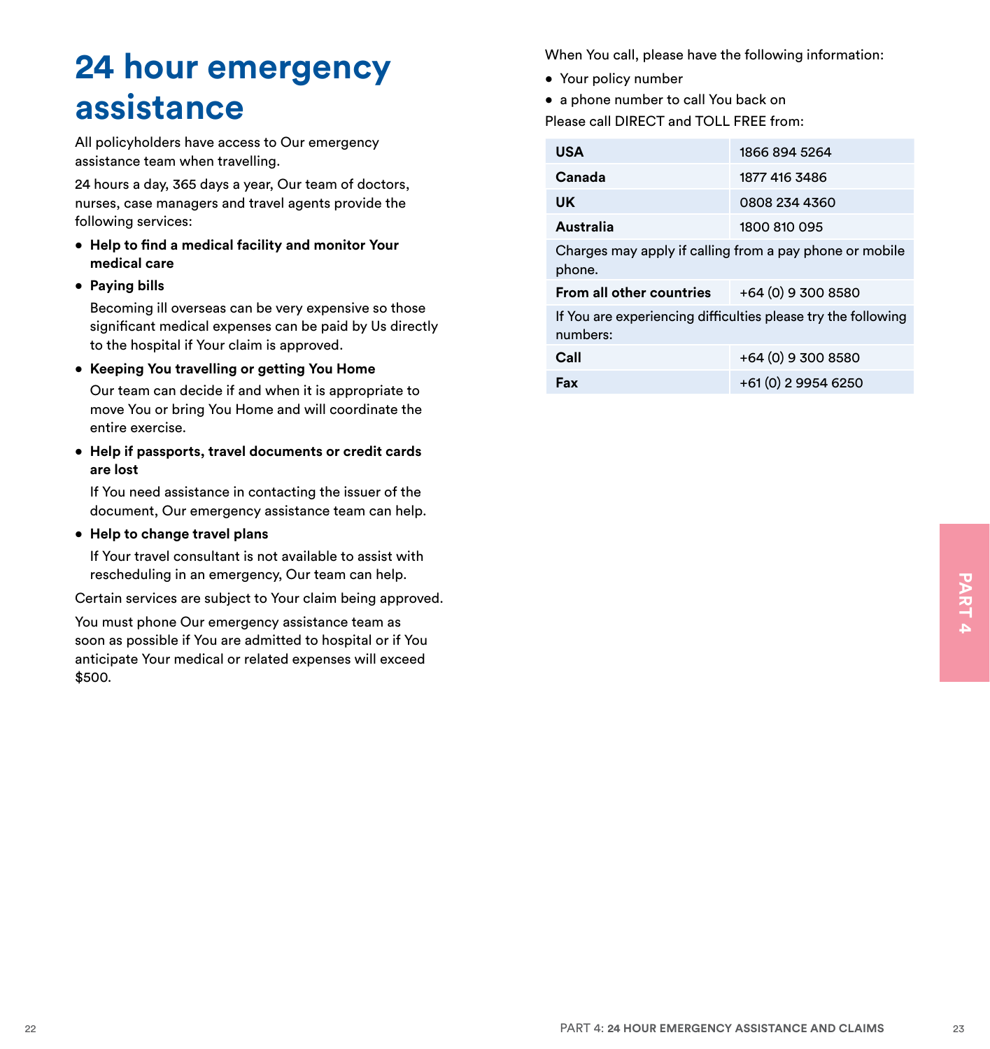# 24 hour emergency assistance

All policyholders have access to Our emergency assistance team when travelling.

24 hours a day, 365 days a year, Our team of doctors, nurses, case managers and travel agents provide the following services:

- **Help to find a medical facility and monitor Your medical care**
- **Paying bills**

  Becoming ill overseas can be very expensive so those significant medical expenses can be paid by Us directly to the hospital if Your claim is approved.
- **Keeping You travelling or getting You Home**

  Our team can decide if and when it is appropriate to move You or bring You Home and will coordinate the entire exercise.
- **Help if passports, travel documents or credit cards are lost**

  If You need assistance in contacting the issuer of the document, Our emergency assistance team can help.
- **Help to change travel plans**

  If Your travel consultant is not available to assist with rescheduling in an emergency, Our team can help.

Certain services are subject to Your claim being approved.

You must phone Our emergency assistance team as soon as possible if You are admitted to hospital or if You anticipate Your medical or related expenses will exceed $500.

When You call, please have the following information:

- Your policy number
- a phone number to call You back on

Please call DIRECT and TOLL FREE from:

| | |
|---|---|
| **USA** | 1866 894 5264 |
| **Canada** | 1877 416 3486 |
| **UK** | 0808 234 4360 |
| **Australia** | 1800 810 095 |
| Charges may apply if calling from a pay phone or mobile phone. | |
| **From all other countries** | +64 (0) 9 300 8580 |
| If You are experiencing difficulties please try the following numbers: | |
| **Call** | +64 (0) 9 300 8580 |
| **Fax** | +61 (0) 2 9954 6250 |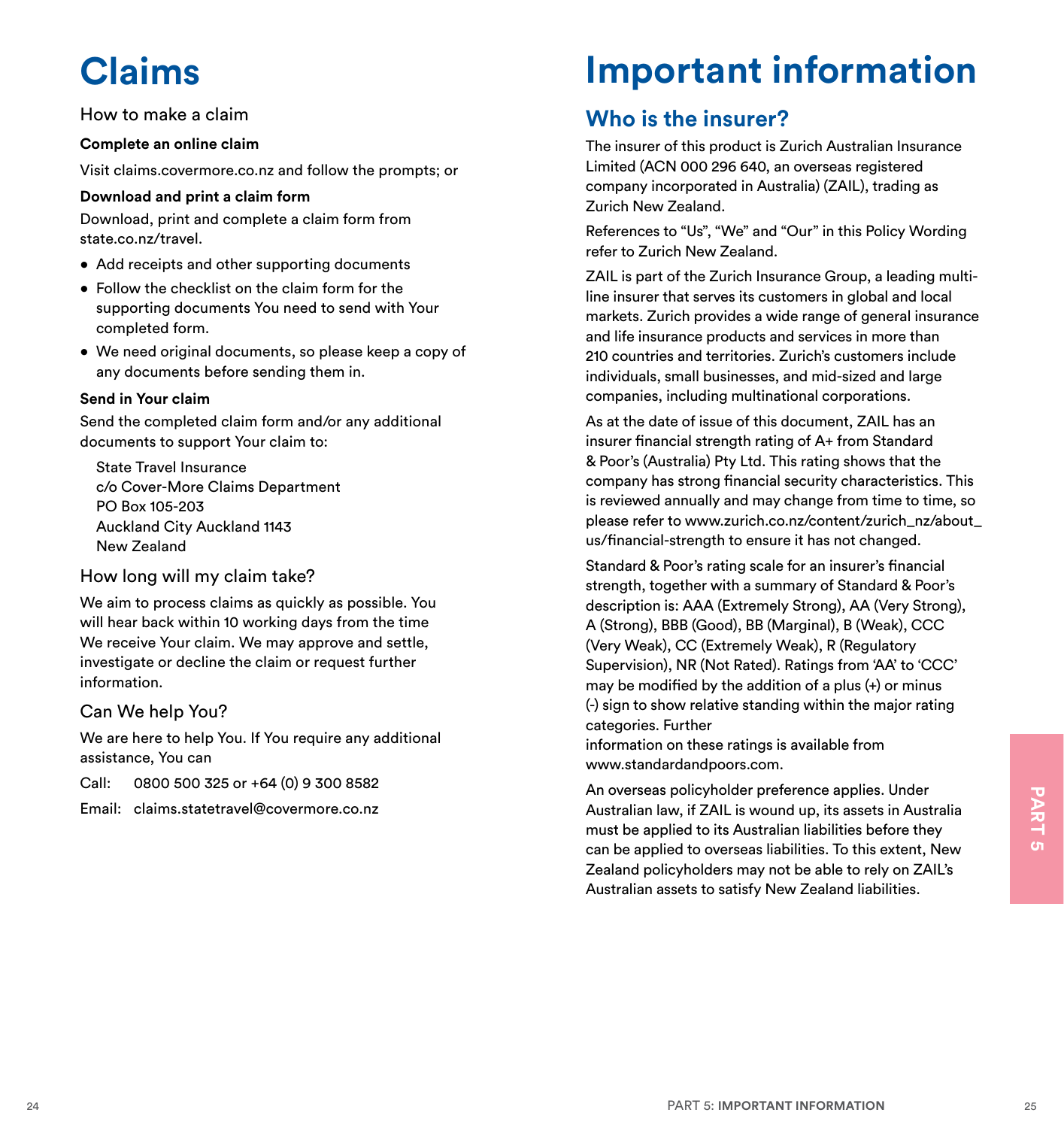# Claims

## How to make a claim

**Complete an online claim**

Visit claims.covermore.co.nz and follow the prompts; or

**Download and print a claim form**

Download, print and complete a claim form from state.co.nz/travel.

- Add receipts and other supporting documents
- Follow the checklist on the claim form for the supporting documents You need to send with Your completed form.
- We need original documents, so please keep a copy of any documents before sending them in.

**Send in Your claim**

Send the completed claim form and/or any additional documents to support Your claim to:

State Travel Insurance
c/o Cover-More Claims Department
PO Box 105-203
Auckland City Auckland 1143
New Zealand

## How long will my claim take?

We aim to process claims as quickly as possible. You will hear back within 10 working days from the time We receive Your claim. We may approve and settle, investigate or decline the claim or request further information.

## Can We help You?

We are here to help You. If You require any additional assistance, You can

Call: 0800 500 325 or +64 (0) 9 300 8582

Email: claims.statetravel@covermore.co.nz

# Important information

## Who is the insurer?

The insurer of this product is Zurich Australian Insurance Limited (ACN 000 296 640, an overseas registered company incorporated in Australia) (ZAIL), trading as Zurich New Zealand.

References to "Us", "We" and "Our" in this Policy Wording refer to Zurich New Zealand.

ZAIL is part of the Zurich Insurance Group, a leading multi-line insurer that serves its customers in global and local markets. Zurich provides a wide range of general insurance and life insurance products and services in more than 210 countries and territories. Zurich's customers include individuals, small businesses, and mid-sized and large companies, including multinational corporations.

As at the date of issue of this document, ZAIL has an insurer financial strength rating of A+ from Standard & Poor's (Australia) Pty Ltd. This rating shows that the company has strong financial security characteristics. This is reviewed annually and may change from time to time, so please refer to www.zurich.co.nz/content/zurich_nz/about_us/financial-strength to ensure it has not changed.

Standard & Poor's rating scale for an insurer's financial strength, together with a summary of Standard & Poor's description is: AAA (Extremely Strong), AA (Very Strong), A (Strong), BBB (Good), BB (Marginal), B (Weak), CCC (Very Weak), CC (Extremely Weak), R (Regulatory Supervision), NR (Not Rated). Ratings from 'AA' to 'CCC' may be modified by the addition of a plus (+) or minus (-) sign to show relative standing within the major rating categories. Further information on these ratings is available from www.standardandpoors.com.

An overseas policyholder preference applies. Under Australian law, if ZAIL is wound up, its assets in Australia must be applied to its Australian liabilities before they can be applied to overseas liabilities. To this extent, New Zealand policyholders may not be able to rely on ZAIL's Australian assets to satisfy New Zealand liabilities.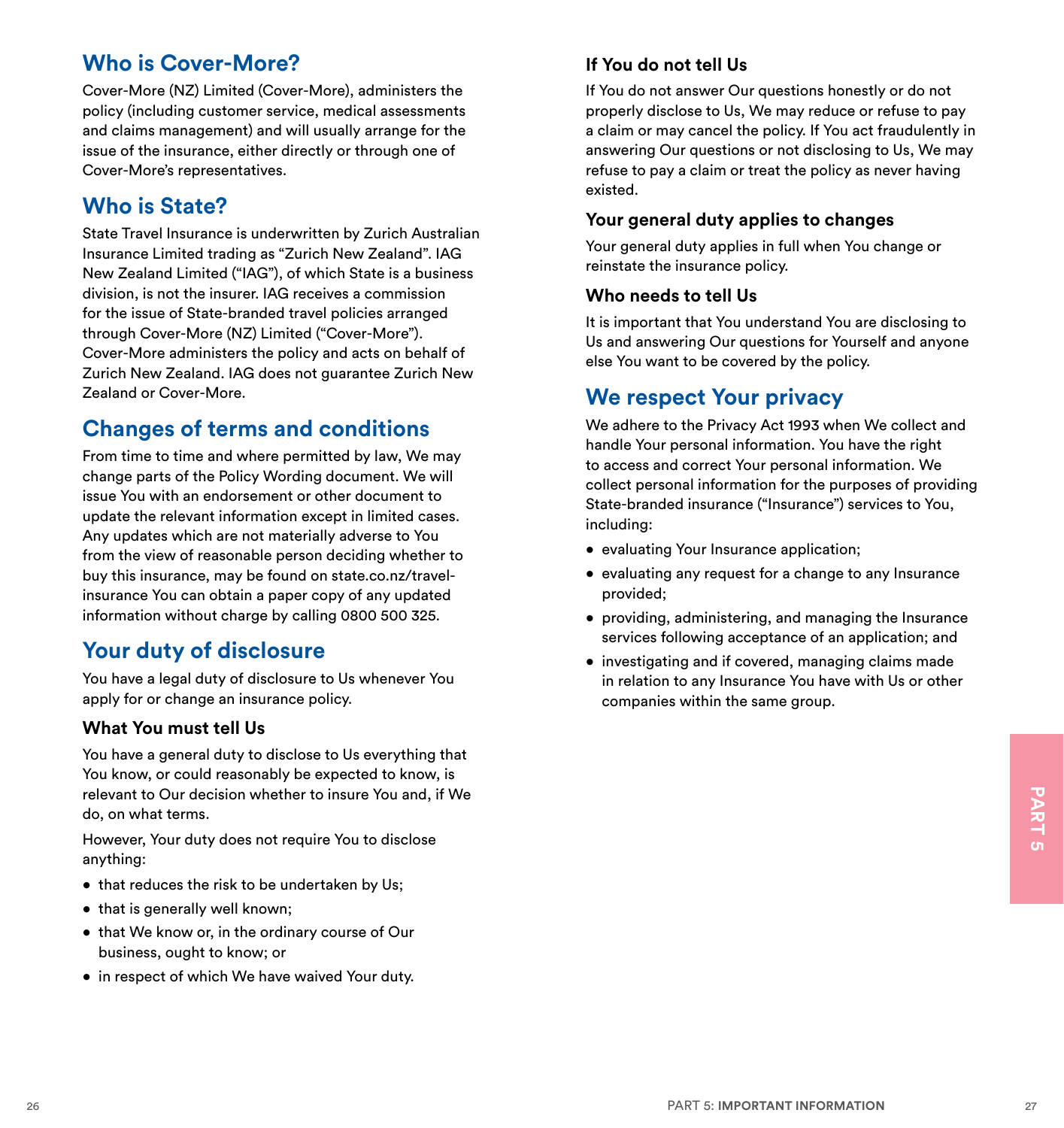## Who is Cover-More?

Cover-More (NZ) Limited (Cover-More), administers the policy (including customer service, medical assessments and claims management) and will usually arrange for the issue of the insurance, either directly or through one of Cover-More's representatives.

## Who is State?

State Travel Insurance is underwritten by Zurich Australian Insurance Limited trading as "Zurich New Zealand". IAG New Zealand Limited ("IAG"), of which State is a business division, is not the insurer. IAG receives a commission for the issue of State-branded travel policies arranged through Cover-More (NZ) Limited ("Cover-More"). Cover-More administers the policy and acts on behalf of Zurich New Zealand. IAG does not guarantee Zurich New Zealand or Cover-More.

## Changes of terms and conditions

From time to time and where permitted by law, We may change parts of the Policy Wording document. We will issue You with an endorsement or other document to update the relevant information except in limited cases. Any updates which are not materially adverse to You from the view of reasonable person deciding whether to buy this insurance, may be found on state.co.nz/travel-insurance You can obtain a paper copy of any updated information without charge by calling 0800 500 325.

## Your duty of disclosure

You have a legal duty of disclosure to Us whenever You apply for or change an insurance policy.

### What You must tell Us

You have a general duty to disclose to Us everything that You know, or could reasonably be expected to know, is relevant to Our decision whether to insure You and, if We do, on what terms.

However, Your duty does not require You to disclose anything:

- that reduces the risk to be undertaken by Us;
- that is generally well known;
- that We know or, in the ordinary course of Our business, ought to know; or
- in respect of which We have waived Your duty.

### If You do not tell Us

If You do not answer Our questions honestly or do not properly disclose to Us, We may reduce or refuse to pay a claim or may cancel the policy. If You act fraudulently in answering Our questions or not disclosing to Us, We may refuse to pay a claim or treat the policy as never having existed.

### Your general duty applies to changes

Your general duty applies in full when You change or reinstate the insurance policy.

### Who needs to tell Us

It is important that You understand You are disclosing to Us and answering Our questions for Yourself and anyone else You want to be covered by the policy.

## We respect Your privacy

We adhere to the Privacy Act 1993 when We collect and handle Your personal information. You have the right to access and correct Your personal information. We collect personal information for the purposes of providing State-branded insurance ("Insurance") services to You, including:

- evaluating Your Insurance application;
- evaluating any request for a change to any Insurance provided;
- providing, administering, and managing the Insurance services following acceptance of an application; and
- investigating and if covered, managing claims made in relation to any Insurance You have with Us or other companies within the same group.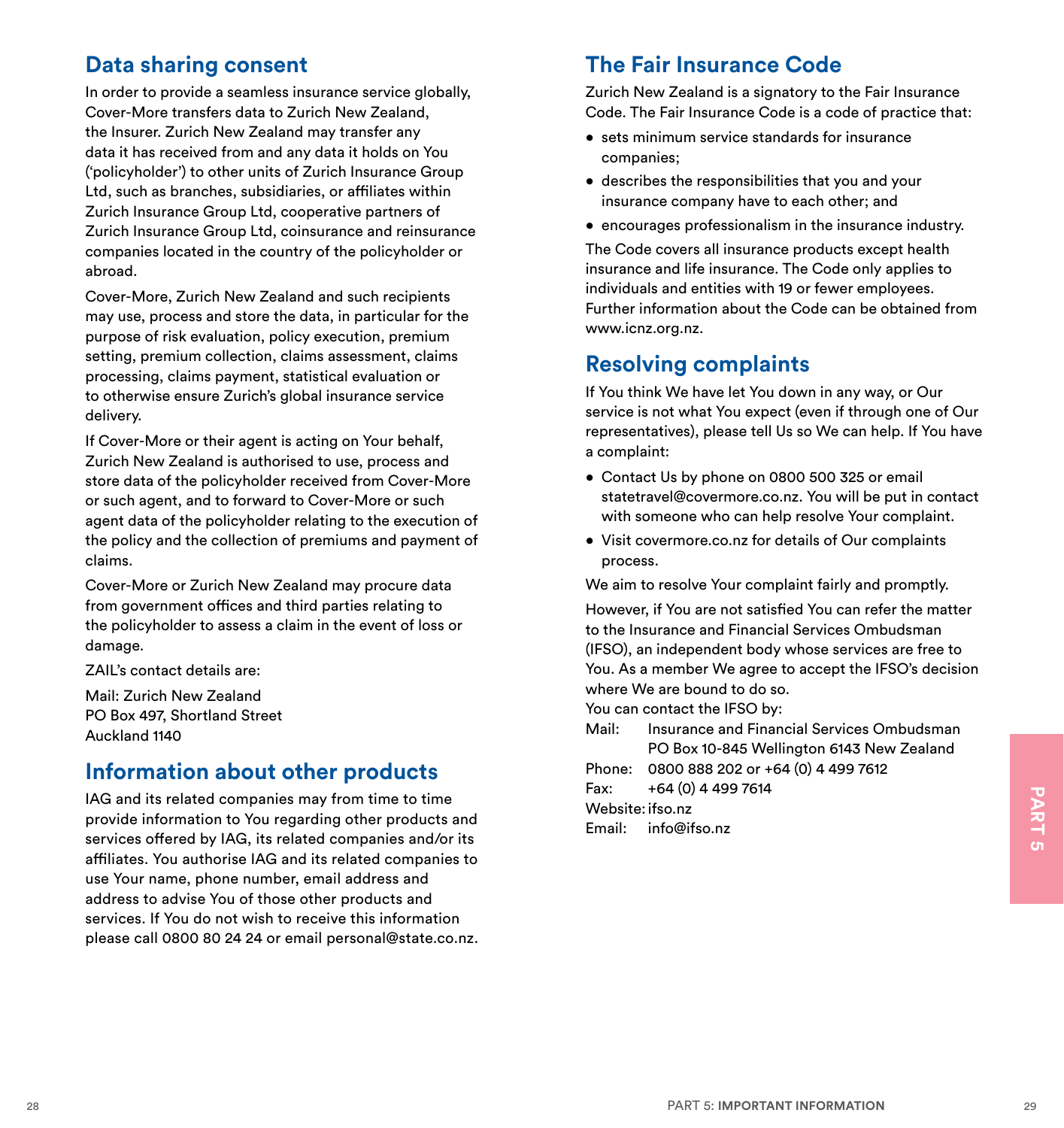## Data sharing consent

In order to provide a seamless insurance service globally, Cover-More transfers data to Zurich New Zealand, the Insurer. Zurich New Zealand may transfer any data it has received from and any data it holds on You ('policyholder') to other units of Zurich Insurance Group Ltd, such as branches, subsidiaries, or affiliates within Zurich Insurance Group Ltd, cooperative partners of Zurich Insurance Group Ltd, coinsurance and reinsurance companies located in the country of the policyholder or abroad.

Cover-More, Zurich New Zealand and such recipients may use, process and store the data, in particular for the purpose of risk evaluation, policy execution, premium setting, premium collection, claims assessment, claims processing, claims payment, statistical evaluation or to otherwise ensure Zurich's global insurance service delivery.

If Cover-More or their agent is acting on Your behalf, Zurich New Zealand is authorised to use, process and store data of the policyholder received from Cover-More or such agent, and to forward to Cover-More or such agent data of the policyholder relating to the execution of the policy and the collection of premiums and payment of claims.

Cover-More or Zurich New Zealand may procure data from government offices and third parties relating to the policyholder to assess a claim in the event of loss or damage.

ZAIL's contact details are:

Mail: Zurich New Zealand
PO Box 497, Shortland Street
Auckland 1140

## Information about other products

IAG and its related companies may from time to time provide information to You regarding other products and services offered by IAG, its related companies and/or its affiliates. You authorise IAG and its related companies to use Your name, phone number, email address and address to advise You of those other products and services. If You do not wish to receive this information please call 0800 80 24 24 or email personal@state.co.nz.

## The Fair Insurance Code

Zurich New Zealand is a signatory to the Fair Insurance Code. The Fair Insurance Code is a code of practice that:

- sets minimum service standards for insurance companies;
- describes the responsibilities that you and your insurance company have to each other; and
- encourages professionalism in the insurance industry.

The Code covers all insurance products except health insurance and life insurance. The Code only applies to individuals and entities with 19 or fewer employees. Further information about the Code can be obtained from www.icnz.org.nz.

## Resolving complaints

If You think We have let You down in any way, or Our service is not what You expect (even if through one of Our representatives), please tell Us so We can help. If You have a complaint:

- Contact Us by phone on 0800 500 325 or email statetravel@covermore.co.nz. You will be put in contact with someone who can help resolve Your complaint.
- Visit covermore.co.nz for details of Our complaints process.

We aim to resolve Your complaint fairly and promptly.

However, if You are not satisfied You can refer the matter to the Insurance and Financial Services Ombudsman (IFSO), an independent body whose services are free to You. As a member We agree to accept the IFSO's decision where We are bound to do so.
You can contact the IFSO by:

Mail: Insurance and Financial Services Ombudsman
PO Box 10-845 Wellington 6143 New Zealand
Phone: 0800 888 202 or +64 (0) 4 499 7612
Fax: +64 (0) 4 499 7614
Website: ifso.nz
Email: info@ifso.nz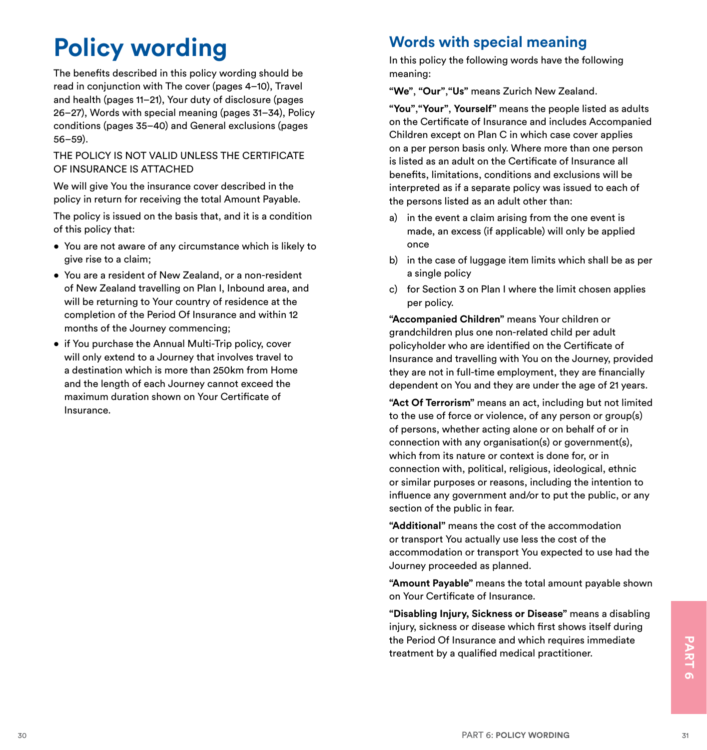# Policy wording

The benefits described in this policy wording should be read in conjunction with The cover (pages 4–10), Travel and health (pages 11–21), Your duty of disclosure (pages 26–27), Words with special meaning (pages 31–34), Policy conditions (pages 35–40) and General exclusions (pages 56–59).

THE POLICY IS NOT VALID UNLESS THE CERTIFICATE OF INSURANCE IS ATTACHED

We will give You the insurance cover described in the policy in return for receiving the total Amount Payable.

The policy is issued on the basis that, and it is a condition of this policy that:

- You are not aware of any circumstance which is likely to give rise to a claim;
- You are a resident of New Zealand, or a non-resident of New Zealand travelling on Plan I, Inbound area, and will be returning to Your country of residence at the completion of the Period Of Insurance and within 12 months of the Journey commencing;
- if You purchase the Annual Multi-Trip policy, cover will only extend to a Journey that involves travel to a destination which is more than 250km from Home and the length of each Journey cannot exceed the maximum duration shown on Your Certificate of Insurance.

## Words with special meaning

In this policy the following words have the following meaning:

**"We"**, **"Our"**,**"Us"** means Zurich New Zealand.

**"You"**,**"Your"**, **Yourself"** means the people listed as adults on the Certificate of Insurance and includes Accompanied Children except on Plan C in which case cover applies on a per person basis only. Where more than one person is listed as an adult on the Certificate of Insurance all benefits, limitations, conditions and exclusions will be interpreted as if a separate policy was issued to each of the persons listed as an adult other than:

a) in the event a claim arising from the one event is made, an excess (if applicable) will only be applied once

b) in the case of luggage item limits which shall be as per a single policy

c) for Section 3 on Plan I where the limit chosen applies per policy.

**"Accompanied Children"** means Your children or grandchildren plus one non-related child per adult policyholder who are identified on the Certificate of Insurance and travelling with You on the Journey, provided they are not in full-time employment, they are financially dependent on You and they are under the age of 21 years.

**"Act Of Terrorism"** means an act, including but not limited to the use of force or violence, of any person or group(s) of persons, whether acting alone or on behalf of or in connection with any organisation(s) or government(s), which from its nature or context is done for, or in connection with, political, religious, ideological, ethnic or similar purposes or reasons, including the intention to influence any government and/or to put the public, or any section of the public in fear.

**"Additional"** means the cost of the accommodation or transport You actually use less the cost of the accommodation or transport You expected to use had the Journey proceeded as planned.

**"Amount Payable"** means the total amount payable shown on Your Certificate of Insurance.

**"Disabling Injury, Sickness or Disease"** means a disabling injury, sickness or disease which first shows itself during the Period Of Insurance and which requires immediate treatment by a qualified medical practitioner.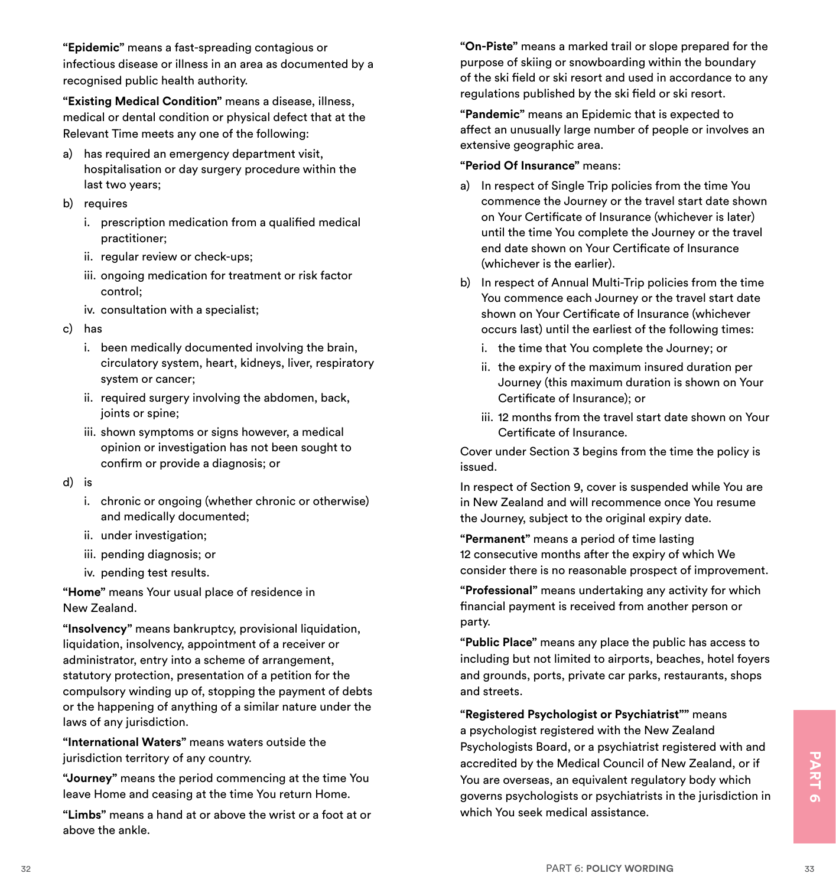**"Epidemic"** means a fast-spreading contagious or infectious disease or illness in an area as documented by a recognised public health authority.

**"Existing Medical Condition"** means a disease, illness, medical or dental condition or physical defect that at the Relevant Time meets any one of the following:

a) has required an emergency department visit, hospitalisation or day surgery procedure within the last two years;

b) requires

   i. prescription medication from a qualified medical practitioner;

   ii. regular review or check-ups;

   iii. ongoing medication for treatment or risk factor control;

   iv. consultation with a specialist;

c) has

   i. been medically documented involving the brain, circulatory system, heart, kidneys, liver, respiratory system or cancer;

   ii. required surgery involving the abdomen, back, joints or spine;

   iii. shown symptoms or signs however, a medical opinion or investigation has not been sought to confirm or provide a diagnosis; or

d) is

   i. chronic or ongoing (whether chronic or otherwise) and medically documented;

   ii. under investigation;

   iii. pending diagnosis; or

   iv. pending test results.

**"Home"** means Your usual place of residence in New Zealand.

**"Insolvency"** means bankruptcy, provisional liquidation, liquidation, insolvency, appointment of a receiver or administrator, entry into a scheme of arrangement, statutory protection, presentation of a petition for the compulsory winding up of, stopping the payment of debts or the happening of anything of a similar nature under the laws of any jurisdiction.

**"International Waters"** means waters outside the jurisdiction territory of any country.

**"Journey"** means the period commencing at the time You leave Home and ceasing at the time You return Home.

**"Limbs"** means a hand at or above the wrist or a foot at or above the ankle.

**"On-Piste"** means a marked trail or slope prepared for the purpose of skiing or snowboarding within the boundary of the ski field or ski resort and used in accordance to any regulations published by the ski field or ski resort.

**"Pandemic"** means an Epidemic that is expected to affect an unusually large number of people or involves an extensive geographic area.

**"Period Of Insurance"** means:

a) In respect of Single Trip policies from the time You commence the Journey or the travel start date shown on Your Certificate of Insurance (whichever is later) until the time You complete the Journey or the travel end date shown on Your Certificate of Insurance (whichever is the earlier).

b) In respect of Annual Multi-Trip policies from the time You commence each Journey or the travel start date shown on Your Certificate of Insurance (whichever occurs last) until the earliest of the following times:

   i. the time that You complete the Journey; or

   ii. the expiry of the maximum insured duration per Journey (this maximum duration is shown on Your Certificate of Insurance); or

   iii. 12 months from the travel start date shown on Your Certificate of Insurance.

Cover under Section 3 begins from the time the policy is issued.

In respect of Section 9, cover is suspended while You are in New Zealand and will recommence once You resume the Journey, subject to the original expiry date.

**"Permanent"** means a period of time lasting 12 consecutive months after the expiry of which We consider there is no reasonable prospect of improvement.

**"Professional"** means undertaking any activity for which financial payment is received from another person or party.

**"Public Place"** means any place the public has access to including but not limited to airports, beaches, hotel foyers and grounds, ports, private car parks, restaurants, shops and streets.

**"Registered Psychologist or Psychiatrist""** means a psychologist registered with the New Zealand Psychologists Board, or a psychiatrist registered with and accredited by the Medical Council of New Zealand, or if You are overseas, an equivalent regulatory body which governs psychologists or psychiatrists in the jurisdiction in which You seek medical assistance.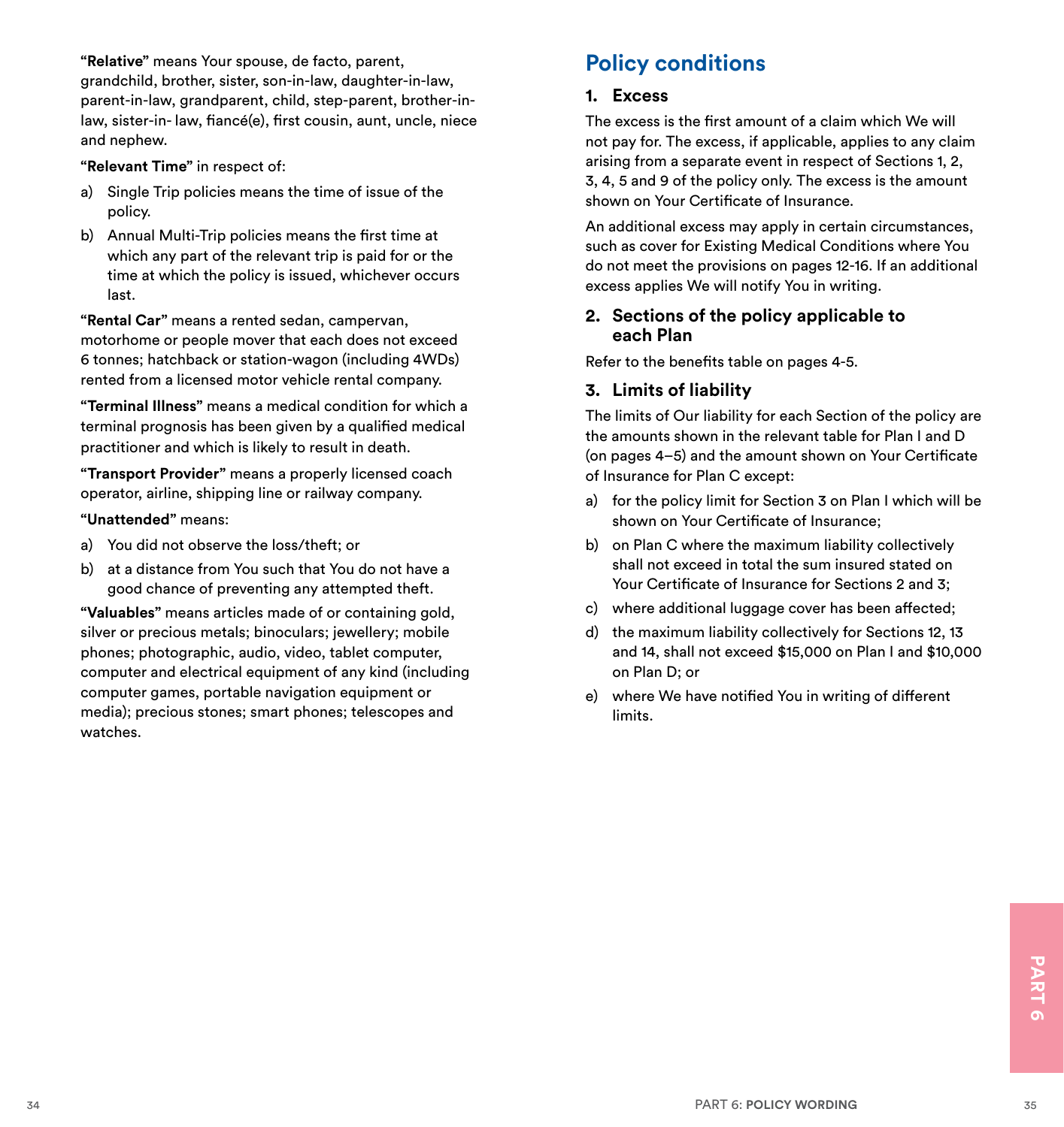**"Relative"** means Your spouse, de facto, parent, grandchild, brother, sister, son-in-law, daughter-in-law, parent-in-law, grandparent, child, step-parent, brother-in-law, sister-in- law, fiancé(e), first cousin, aunt, uncle, niece and nephew.

**"Relevant Time"** in respect of:

a) Single Trip policies means the time of issue of the policy.

b) Annual Multi-Trip policies means the first time at which any part of the relevant trip is paid for or the time at which the policy is issued, whichever occurs last.

**"Rental Car"** means a rented sedan, campervan, motorhome or people mover that each does not exceed 6 tonnes; hatchback or station-wagon (including 4WDs) rented from a licensed motor vehicle rental company.

**"Terminal Illness"** means a medical condition for which a terminal prognosis has been given by a qualified medical practitioner and which is likely to result in death.

**"Transport Provider"** means a properly licensed coach operator, airline, shipping line or railway company.

**"Unattended"** means:

a) You did not observe the loss/theft; or

b) at a distance from You such that You do not have a good chance of preventing any attempted theft.

**"Valuables"** means articles made of or containing gold, silver or precious metals; binoculars; jewellery; mobile phones; photographic, audio, video, tablet computer, computer and electrical equipment of any kind (including computer games, portable navigation equipment or media); precious stones; smart phones; telescopes and watches.

## Policy conditions

### 1. Excess

The excess is the first amount of a claim which We will not pay for. The excess, if applicable, applies to any claim arising from a separate event in respect of Sections 1, 2, 3, 4, 5 and 9 of the policy only. The excess is the amount shown on Your Certificate of Insurance.

An additional excess may apply in certain circumstances, such as cover for Existing Medical Conditions where You do not meet the provisions on pages 12-16. If an additional excess applies We will notify You in writing.

### 2. Sections of the policy applicable to each Plan

Refer to the benefits table on pages 4-5.

### 3. Limits of liability

The limits of Our liability for each Section of the policy are the amounts shown in the relevant table for Plan I and D (on pages 4–5) and the amount shown on Your Certificate of Insurance for Plan C except:

a) for the policy limit for Section 3 on Plan I which will be shown on Your Certificate of Insurance;

b) on Plan C where the maximum liability collectively shall not exceed in total the sum insured stated on Your Certificate of Insurance for Sections 2 and 3;

c) where additional luggage cover has been affected;

d) the maximum liability collectively for Sections 12, 13 and 14, shall not exceed $15,000 on Plan I and $10,000 on Plan D; or

e) where We have notified You in writing of different limits.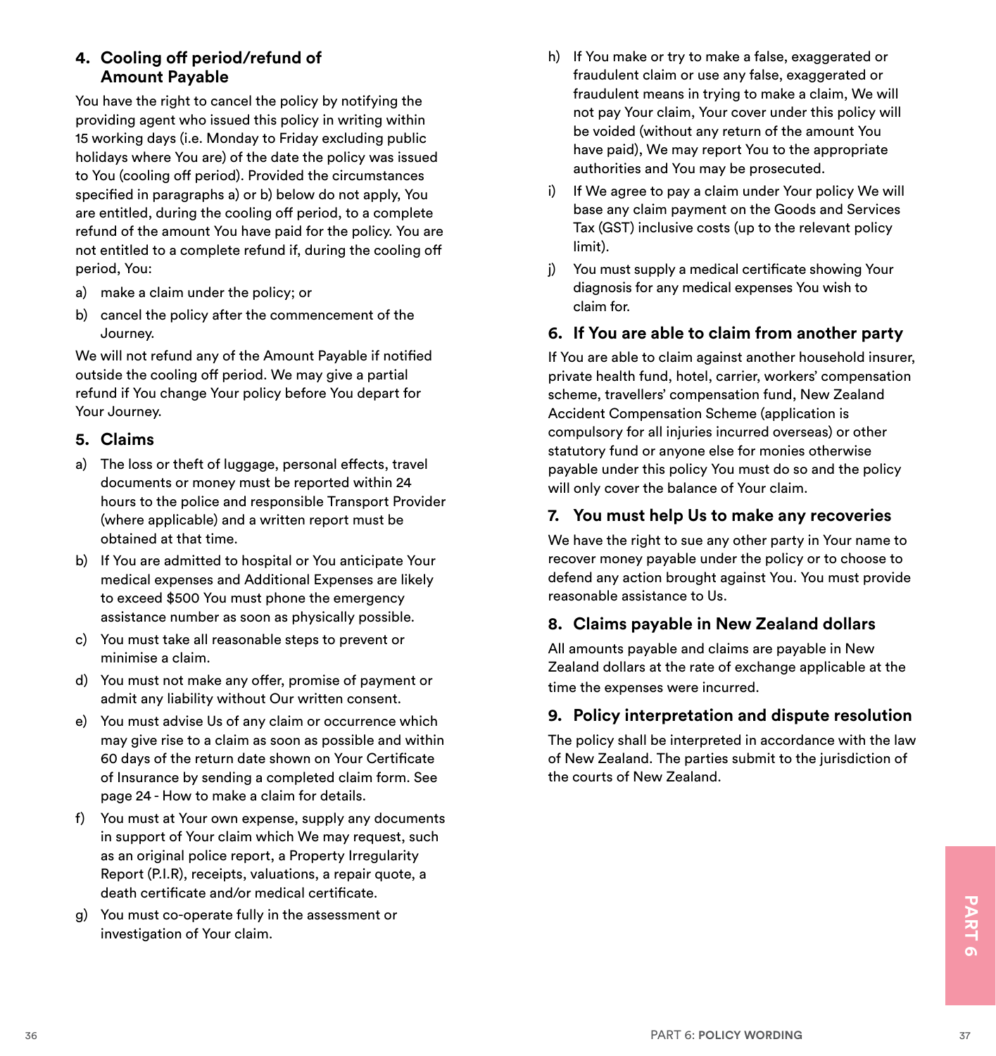## 4. Cooling off period/refund of Amount Payable

You have the right to cancel the policy by notifying the providing agent who issued this policy in writing within 15 working days (i.e. Monday to Friday excluding public holidays where You are) of the date the policy was issued to You (cooling off period). Provided the circumstances specified in paragraphs a) or b) below do not apply, You are entitled, during the cooling off period, to a complete refund of the amount You have paid for the policy. You are not entitled to a complete refund if, during the cooling off period, You:

a) make a claim under the policy; or

b) cancel the policy after the commencement of the Journey.

We will not refund any of the Amount Payable if notified outside the cooling off period. We may give a partial refund if You change Your policy before You depart for Your Journey.

## 5. Claims

a) The loss or theft of luggage, personal effects, travel documents or money must be reported within 24 hours to the police and responsible Transport Provider (where applicable) and a written report must be obtained at that time.

b) If You are admitted to hospital or You anticipate Your medical expenses and Additional Expenses are likely to exceed $500 You must phone the emergency assistance number as soon as physically possible.

c) You must take all reasonable steps to prevent or minimise a claim.

d) You must not make any offer, promise of payment or admit any liability without Our written consent.

e) You must advise Us of any claim or occurrence which may give rise to a claim as soon as possible and within 60 days of the return date shown on Your Certificate of Insurance by sending a completed claim form. See page 24 - How to make a claim for details.

f) You must at Your own expense, supply any documents in support of Your claim which We may request, such as an original police report, a Property Irregularity Report (P.I.R), receipts, valuations, a repair quote, a death certificate and/or medical certificate.

g) You must co-operate fully in the assessment or investigation of Your claim.

h) If You make or try to make a false, exaggerated or fraudulent claim or use any false, exaggerated or fraudulent means in trying to make a claim, We will not pay Your claim, Your cover under this policy will be voided (without any return of the amount You have paid), We may report You to the appropriate authorities and You may be prosecuted.

i) If We agree to pay a claim under Your policy We will base any claim payment on the Goods and Services Tax (GST) inclusive costs (up to the relevant policy limit).

j) You must supply a medical certificate showing Your diagnosis for any medical expenses You wish to claim for.

## 6. If You are able to claim from another party

If You are able to claim against another household insurer, private health fund, hotel, carrier, workers' compensation scheme, travellers' compensation fund, New Zealand Accident Compensation Scheme (application is compulsory for all injuries incurred overseas) or other statutory fund or anyone else for monies otherwise payable under this policy You must do so and the policy will only cover the balance of Your claim.

## 7. You must help Us to make any recoveries

We have the right to sue any other party in Your name to recover money payable under the policy or to choose to defend any action brought against You. You must provide reasonable assistance to Us.

## 8. Claims payable in New Zealand dollars

All amounts payable and claims are payable in New Zealand dollars at the rate of exchange applicable at the time the expenses were incurred.

## 9. Policy interpretation and dispute resolution

The policy shall be interpreted in accordance with the law of New Zealand. The parties submit to the jurisdiction of the courts of New Zealand.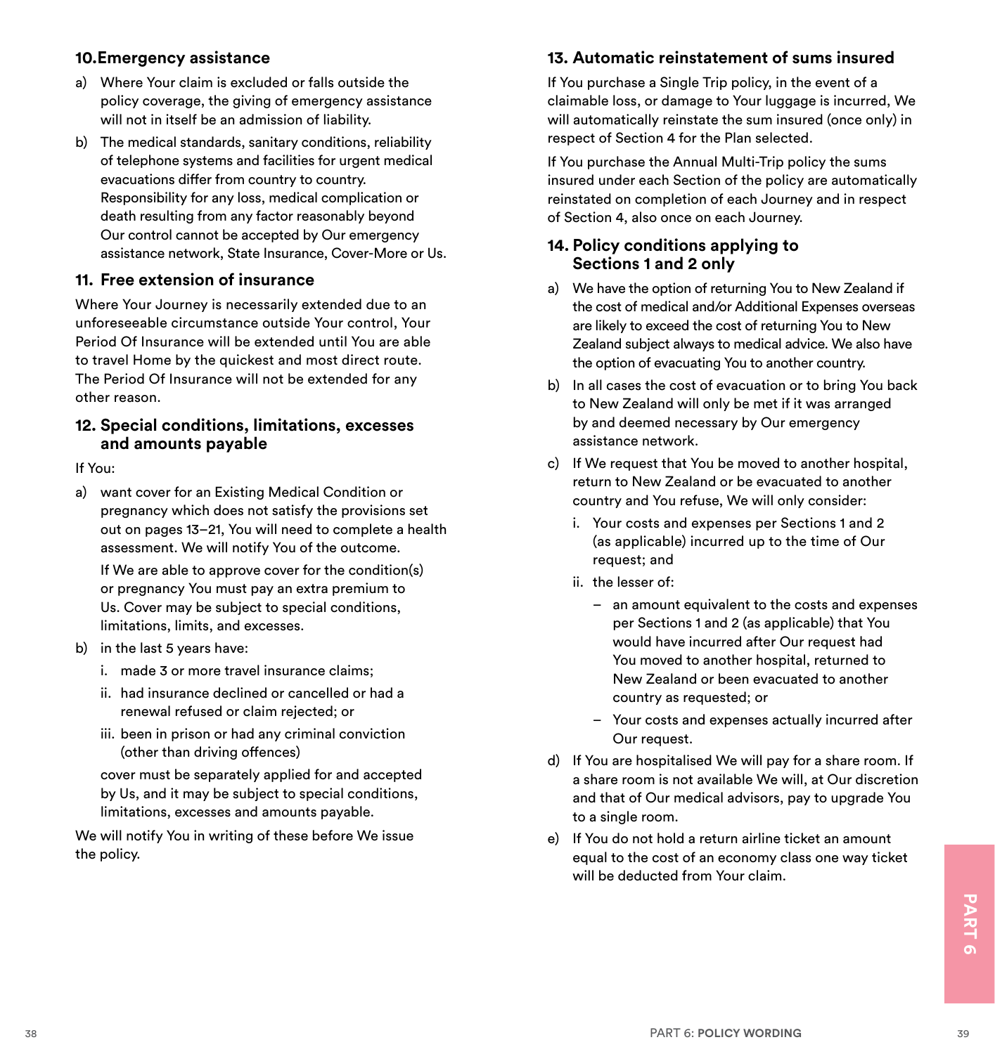## 10. Emergency assistance

a) Where Your claim is excluded or falls outside the policy coverage, the giving of emergency assistance will not in itself be an admission of liability.

b) The medical standards, sanitary conditions, reliability of telephone systems and facilities for urgent medical evacuations differ from country to country. Responsibility for any loss, medical complication or death resulting from any factor reasonably beyond Our control cannot be accepted by Our emergency assistance network, State Insurance, Cover-More or Us.

## 11. Free extension of insurance

Where Your Journey is necessarily extended due to an unforeseeable circumstance outside Your control, Your Period Of Insurance will be extended until You are able to travel Home by the quickest and most direct route. The Period Of Insurance will not be extended for any other reason.

## 12. Special conditions, limitations, excesses and amounts payable

If You:

a) want cover for an Existing Medical Condition or pregnancy which does not satisfy the provisions set out on pages 13–21, You will need to complete a health assessment. We will notify You of the outcome.

   If We are able to approve cover for the condition(s) or pregnancy You must pay an extra premium to Us. Cover may be subject to special conditions, limitations, limits, and excesses.

b) in the last 5 years have:

   i. made 3 or more travel insurance claims;

   ii. had insurance declined or cancelled or had a renewal refused or claim rejected; or

   iii. been in prison or had any criminal conviction (other than driving offences)

   cover must be separately applied for and accepted by Us, and it may be subject to special conditions, limitations, excesses and amounts payable.

We will notify You in writing of these before We issue the policy.

## 13. Automatic reinstatement of sums insured

If You purchase a Single Trip policy, in the event of a claimable loss, or damage to Your luggage is incurred, We will automatically reinstate the sum insured (once only) in respect of Section 4 for the Plan selected.

If You purchase the Annual Multi-Trip policy the sums insured under each Section of the policy are automatically reinstated on completion of each Journey and in respect of Section 4, also once on each Journey.

## 14. Policy conditions applying to Sections 1 and 2 only

a) We have the option of returning You to New Zealand if the cost of medical and/or Additional Expenses overseas are likely to exceed the cost of returning You to New Zealand subject always to medical advice. We also have the option of evacuating You to another country.

b) In all cases the cost of evacuation or to bring You back to New Zealand will only be met if it was arranged by and deemed necessary by Our emergency assistance network.

c) If We request that You be moved to another hospital, return to New Zealand or be evacuated to another country and You refuse, We will only consider:

   i. Your costs and expenses per Sections 1 and 2 (as applicable) incurred up to the time of Our request; and

   ii. the lesser of:

      – an amount equivalent to the costs and expenses per Sections 1 and 2 (as applicable) that You would have incurred after Our request had You moved to another hospital, returned to New Zealand or been evacuated to another country as requested; or

      – Your costs and expenses actually incurred after Our request.

d) If You are hospitalised We will pay for a share room. If a share room is not available We will, at Our discretion and that of Our medical advisors, pay to upgrade You to a single room.

e) If You do not hold a return airline ticket an amount equal to the cost of an economy class one way ticket will be deducted from Your claim.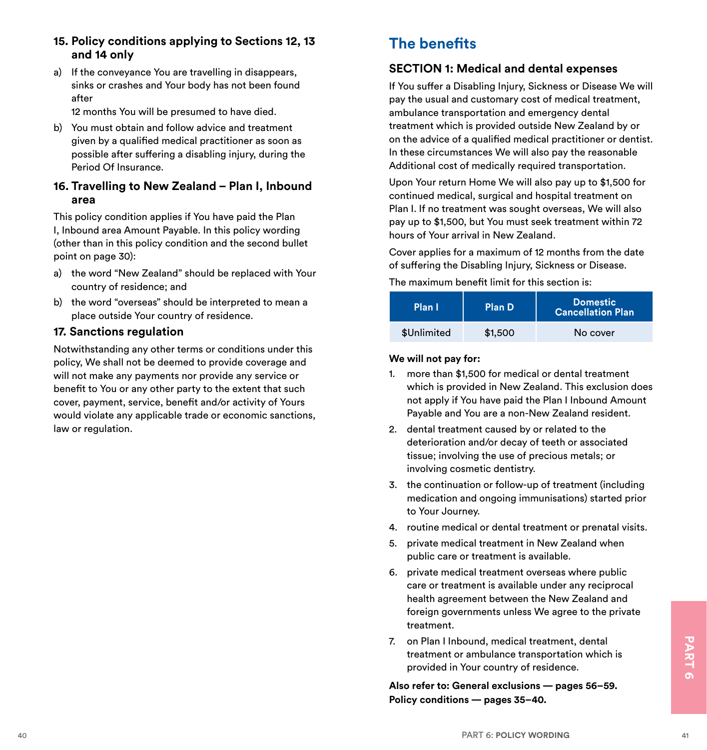### 15. Policy conditions applying to Sections 12, 13 and 14 only

a) If the conveyance You are travelling in disappears, sinks or crashes and Your body has not been found after
12 months You will be presumed to have died.

b) You must obtain and follow advice and treatment given by a qualified medical practitioner as soon as possible after suffering a disabling injury, during the Period Of Insurance.

### 16. Travelling to New Zealand – Plan I, Inbound area

This policy condition applies if You have paid the Plan I, Inbound area Amount Payable. In this policy wording (other than in this policy condition and the second bullet point on page 30):

a) the word "New Zealand" should be replaced with Your country of residence; and

b) the word "overseas" should be interpreted to mean a place outside Your country of residence.

### 17. Sanctions regulation

Notwithstanding any other terms or conditions under this policy, We shall not be deemed to provide coverage and will not make any payments nor provide any service or benefit to You or any other party to the extent that such cover, payment, service, benefit and/or activity of Yours would violate any applicable trade or economic sanctions, law or regulation.

## The benefits

### SECTION 1: Medical and dental expenses

If You suffer a Disabling Injury, Sickness or Disease We will pay the usual and customary cost of medical treatment, ambulance transportation and emergency dental treatment which is provided outside New Zealand by or on the advice of a qualified medical practitioner or dentist. In these circumstances We will also pay the reasonable Additional cost of medically required transportation.

Upon Your return Home We will also pay up to $1,500 for continued medical, surgical and hospital treatment on Plan I. If no treatment was sought overseas, We will also pay up to $1,500, but You must seek treatment within 72 hours of Your arrival in New Zealand.

Cover applies for a maximum of 12 months from the date of suffering the Disabling Injury, Sickness or Disease.

The maximum benefit limit for this section is:

| Plan I | Plan D | Domestic Cancellation Plan |
|---|---|---|
| $Unlimited | $1,500 | No cover |

**We will not pay for:**

1. more than $1,500 for medical or dental treatment which is provided in New Zealand. This exclusion does not apply if You have paid the Plan I Inbound Amount Payable and You are a non-New Zealand resident.
2. dental treatment caused by or related to the deterioration and/or decay of teeth or associated tissue; involving the use of precious metals; or involving cosmetic dentistry.
3. the continuation or follow-up of treatment (including medication and ongoing immunisations) started prior to Your Journey.
4. routine medical or dental treatment or prenatal visits.
5. private medical treatment in New Zealand when public care or treatment is available.
6. private medical treatment overseas where public care or treatment is available under any reciprocal health agreement between the New Zealand and foreign governments unless We agree to the private treatment.
7. on Plan I Inbound, medical treatment, dental treatment or ambulance transportation which is provided in Your country of residence.

**Also refer to: General exclusions — pages 56–59.**
**Policy conditions — pages 35–40.**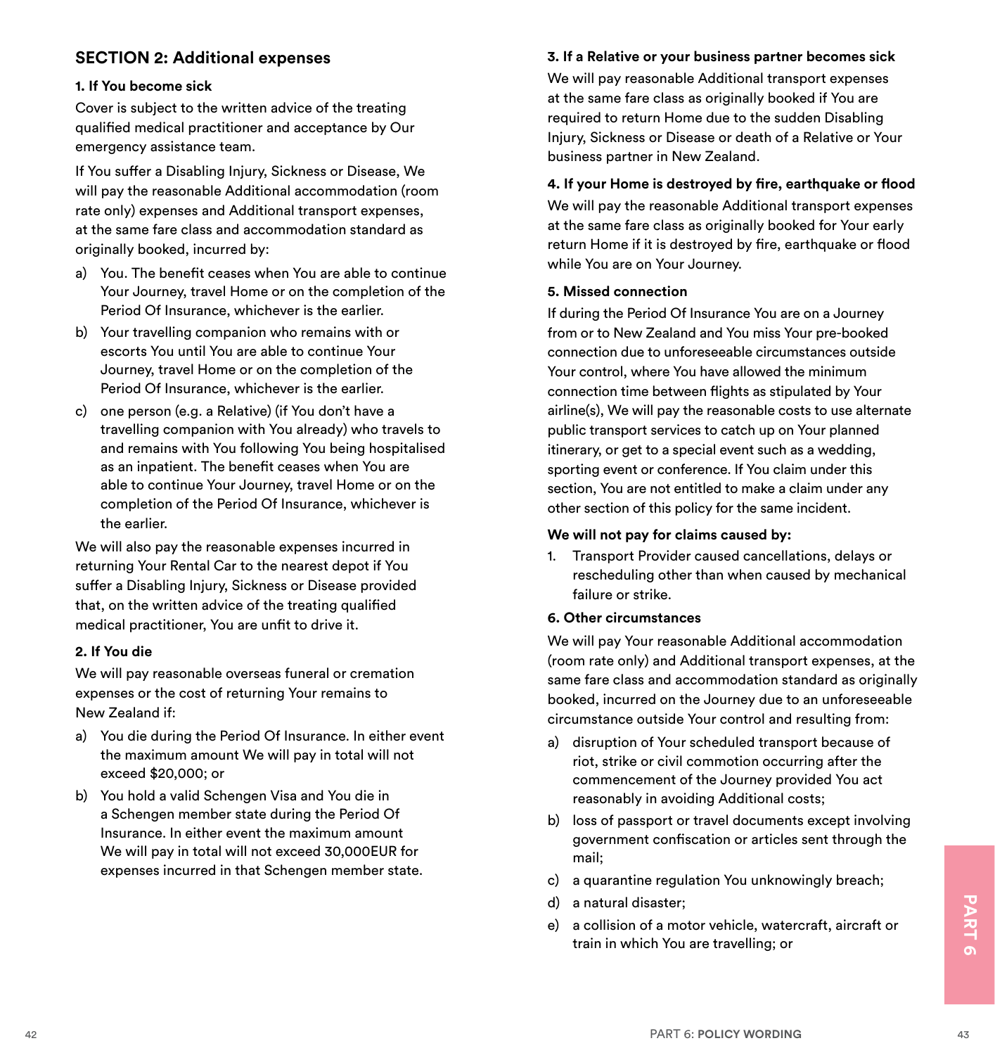## SECTION 2: Additional expenses

**1. If You become sick**

Cover is subject to the written advice of the treating qualified medical practitioner and acceptance by Our emergency assistance team.

If You suffer a Disabling Injury, Sickness or Disease, We will pay the reasonable Additional accommodation (room rate only) expenses and Additional transport expenses, at the same fare class and accommodation standard as originally booked, incurred by:

a) You. The benefit ceases when You are able to continue Your Journey, travel Home or on the completion of the Period Of Insurance, whichever is the earlier.

b) Your travelling companion who remains with or escorts You until You are able to continue Your Journey, travel Home or on the completion of the Period Of Insurance, whichever is the earlier.

c) one person (e.g. a Relative) (if You don't have a travelling companion with You already) who travels to and remains with You following You being hospitalised as an inpatient. The benefit ceases when You are able to continue Your Journey, travel Home or on the completion of the Period Of Insurance, whichever is the earlier.

We will also pay the reasonable expenses incurred in returning Your Rental Car to the nearest depot if You suffer a Disabling Injury, Sickness or Disease provided that, on the written advice of the treating qualified medical practitioner, You are unfit to drive it.

**2. If You die**

We will pay reasonable overseas funeral or cremation expenses or the cost of returning Your remains to New Zealand if:

a) You die during the Period Of Insurance. In either event the maximum amount We will pay in total will not exceed $20,000; or

b) You hold a valid Schengen Visa and You die in a Schengen member state during the Period Of Insurance. In either event the maximum amount We will pay in total will not exceed 30,000EUR for expenses incurred in that Schengen member state.

**3. If a Relative or your business partner becomes sick**

We will pay reasonable Additional transport expenses at the same fare class as originally booked if You are required to return Home due to the sudden Disabling Injury, Sickness or Disease or death of a Relative or Your business partner in New Zealand.

**4. If your Home is destroyed by fire, earthquake or flood**

We will pay the reasonable Additional transport expenses at the same fare class as originally booked for Your early return Home if it is destroyed by fire, earthquake or flood while You are on Your Journey.

**5. Missed connection**

If during the Period Of Insurance You are on a Journey from or to New Zealand and You miss Your pre-booked connection due to unforeseeable circumstances outside Your control, where You have allowed the minimum connection time between flights as stipulated by Your airline(s), We will pay the reasonable costs to use alternate public transport services to catch up on Your planned itinerary, or get to a special event such as a wedding, sporting event or conference. If You claim under this section, You are not entitled to make a claim under any other section of this policy for the same incident.

**We will not pay for claims caused by:**

1. Transport Provider caused cancellations, delays or rescheduling other than when caused by mechanical failure or strike.

**6. Other circumstances**

We will pay Your reasonable Additional accommodation (room rate only) and Additional transport expenses, at the same fare class and accommodation standard as originally booked, incurred on the Journey due to an unforeseeable circumstance outside Your control and resulting from:

a) disruption of Your scheduled transport because of riot, strike or civil commotion occurring after the commencement of the Journey provided You act reasonably in avoiding Additional costs;

b) loss of passport or travel documents except involving government confiscation or articles sent through the mail;

c) a quarantine regulation You unknowingly breach;

d) a natural disaster;

e) a collision of a motor vehicle, watercraft, aircraft or train in which You are travelling; or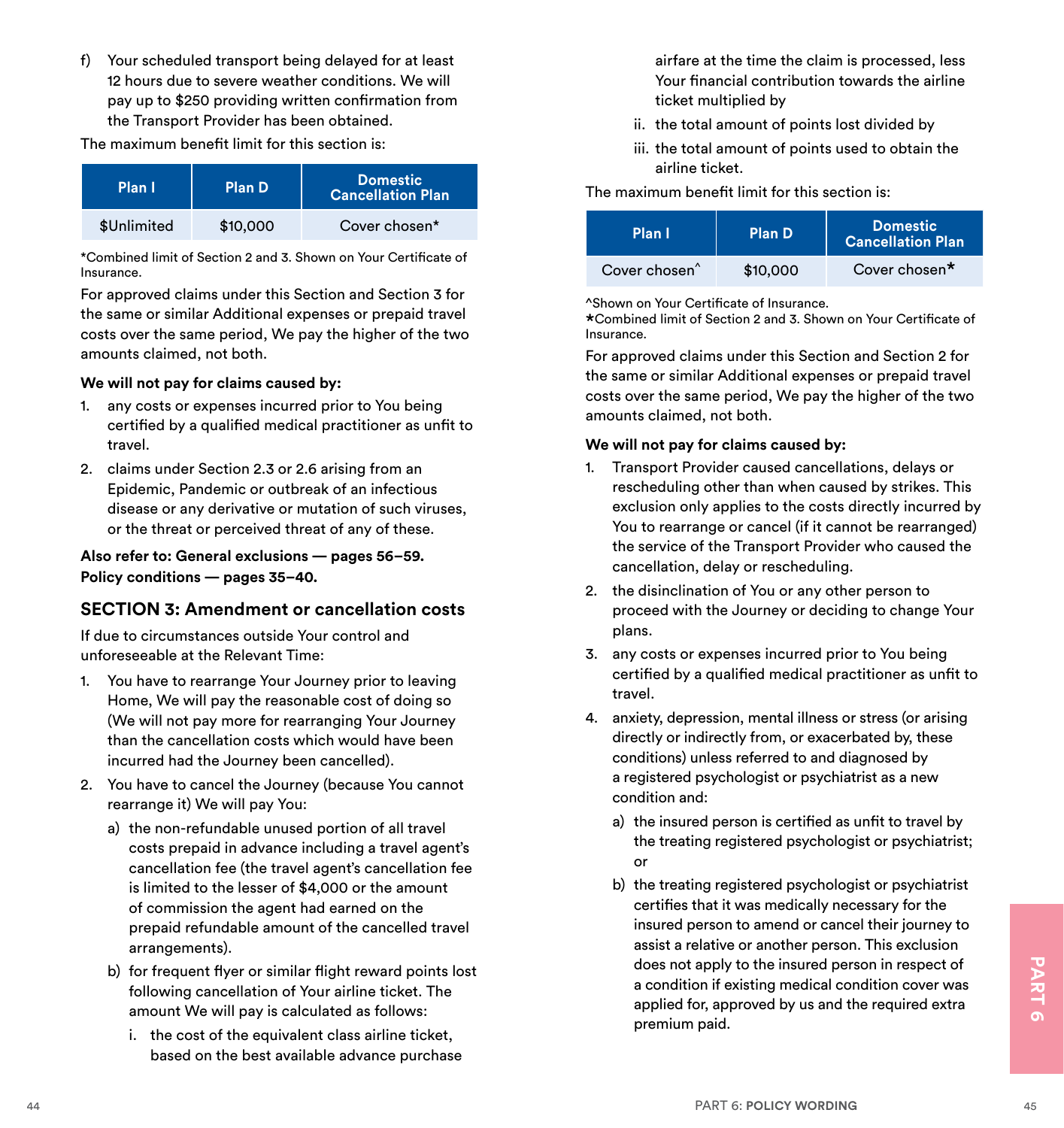f) Your scheduled transport being delayed for at least 12 hours due to severe weather conditions. We will pay up to $250 providing written confirmation from the Transport Provider has been obtained.

The maximum benefit limit for this section is:

| Plan I | Plan D | Domestic Cancellation Plan |
|---|---|---|
| $Unlimited | $10,000 | Cover chosen* |

*Combined limit of Section 2 and 3. Shown on Your Certificate of Insurance.

For approved claims under this Section and Section 3 for the same or similar Additional expenses or prepaid travel costs over the same period, We pay the higher of the two amounts claimed, not both.

**We will not pay for claims caused by:**

1. any costs or expenses incurred prior to You being certified by a qualified medical practitioner as unfit to travel.
2. claims under Section 2.3 or 2.6 arising from an Epidemic, Pandemic or outbreak of an infectious disease or any derivative or mutation of such viruses, or the threat or perceived threat of any of these.

**Also refer to: General exclusions — pages 56–59.**
**Policy conditions — pages 35–40.**

## SECTION 3: Amendment or cancellation costs

If due to circumstances outside Your control and unforeseeable at the Relevant Time:

1. You have to rearrange Your Journey prior to leaving Home, We will pay the reasonable cost of doing so (We will not pay more for rearranging Your Journey than the cancellation costs which would have been incurred had the Journey been cancelled).
2. You have to cancel the Journey (because You cannot rearrange it) We will pay You:
   a) the non-refundable unused portion of all travel costs prepaid in advance including a travel agent's cancellation fee (the travel agent's cancellation fee is limited to the lesser of $4,000 or the amount of commission the agent had earned on the prepaid refundable amount of the cancelled travel arrangements).
   b) for frequent flyer or similar flight reward points lost following cancellation of Your airline ticket. The amount We will pay is calculated as follows:
      i. the cost of the equivalent class airline ticket, based on the best available advance purchase airfare at the time the claim is processed, less Your financial contribution towards the airline ticket multiplied by
      ii. the total amount of points lost divided by
      iii. the total amount of points used to obtain the airline ticket.

The maximum benefit limit for this section is:

| Plan I | Plan D | Domestic Cancellation Plan |
|---|---|---|
| Cover chosen^ | $10,000 | Cover chosen* |

^Shown on Your Certificate of Insurance.
*Combined limit of Section 2 and 3. Shown on Your Certificate of Insurance.

For approved claims under this Section and Section 2 for the same or similar Additional expenses or prepaid travel costs over the same period, We pay the higher of the two amounts claimed, not both.

**We will not pay for claims caused by:**

1. Transport Provider caused cancellations, delays or rescheduling other than when caused by strikes. This exclusion only applies to the costs directly incurred by You to rearrange or cancel (if it cannot be rearranged) the service of the Transport Provider who caused the cancellation, delay or rescheduling.
2. the disinclination of You or any other person to proceed with the Journey or deciding to change Your plans.
3. any costs or expenses incurred prior to You being certified by a qualified medical practitioner as unfit to travel.
4. anxiety, depression, mental illness or stress (or arising directly or indirectly from, or exacerbated by, these conditions) unless referred to and diagnosed by a registered psychologist or psychiatrist as a new condition and:
   a) the insured person is certified as unfit to travel by the treating registered psychologist or psychiatrist; or
   b) the treating registered psychologist or psychiatrist certifies that it was medically necessary for the insured person to amend or cancel their journey to assist a relative or another person. This exclusion does not apply to the insured person in respect of a condition if existing medical condition cover was applied for, approved by us and the required extra premium paid.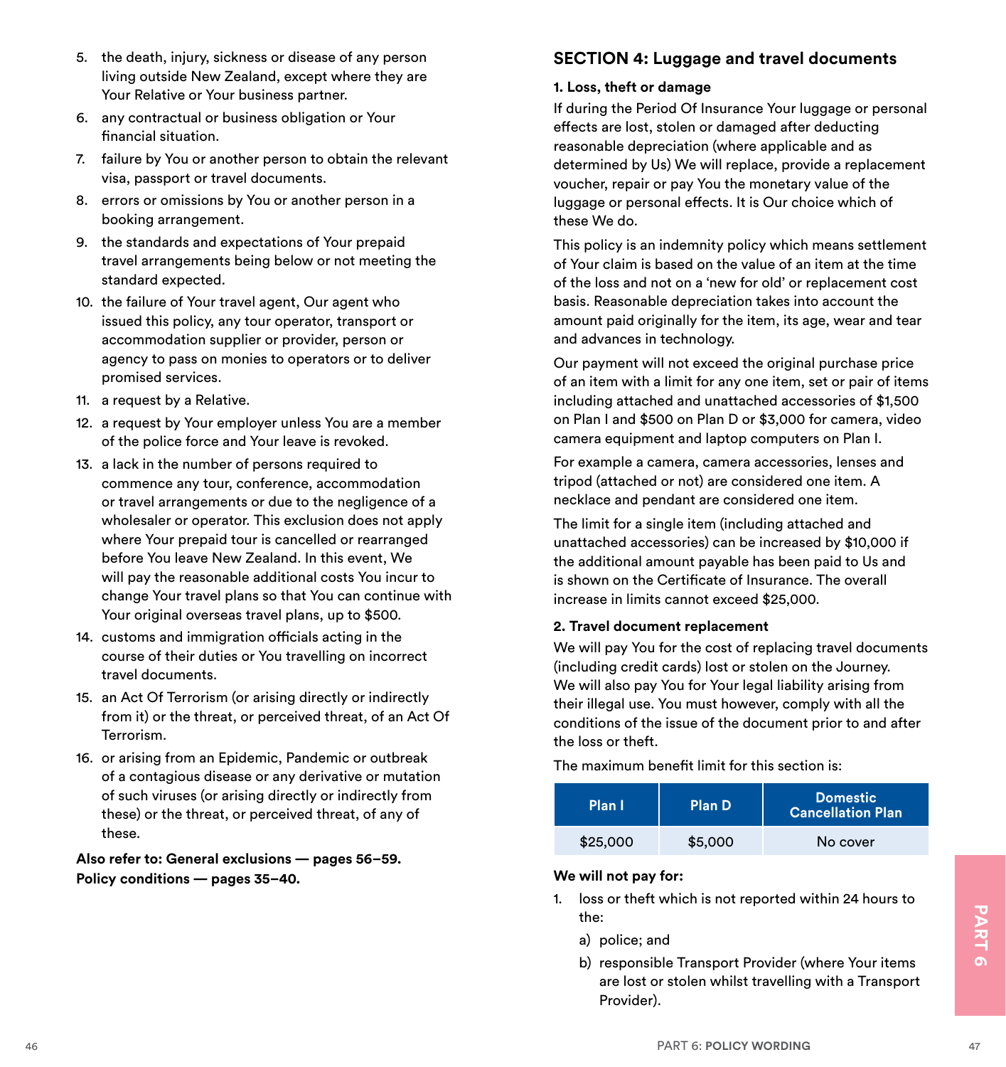5. the death, injury, sickness or disease of any person living outside New Zealand, except where they are Your Relative or Your business partner.
6. any contractual or business obligation or Your financial situation.
7. failure by You or another person to obtain the relevant visa, passport or travel documents.
8. errors or omissions by You or another person in a booking arrangement.
9. the standards and expectations of Your prepaid travel arrangements being below or not meeting the standard expected.
10. the failure of Your travel agent, Our agent who issued this policy, any tour operator, transport or accommodation supplier or provider, person or agency to pass on monies to operators or to deliver promised services.
11. a request by a Relative.
12. a request by Your employer unless You are a member of the police force and Your leave is revoked.
13. a lack in the number of persons required to commence any tour, conference, accommodation or travel arrangements or due to the negligence of a wholesaler or operator. This exclusion does not apply where Your prepaid tour is cancelled or rearranged before You leave New Zealand. In this event, We will pay the reasonable additional costs You incur to change Your travel plans so that You can continue with Your original overseas travel plans, up to $500.
14. customs and immigration officials acting in the course of their duties or You travelling on incorrect travel documents.
15. an Act Of Terrorism (or arising directly or indirectly from it) or the threat, or perceived threat, of an Act Of Terrorism.
16. or arising from an Epidemic, Pandemic or outbreak of a contagious disease or any derivative or mutation of such viruses (or arising directly or indirectly from these) or the threat, or perceived threat, of any of these.

**Also refer to: General exclusions — pages 56–59.**
**Policy conditions — pages 35–40.**

## SECTION 4: Luggage and travel documents

**1. Loss, theft or damage**

If during the Period Of Insurance Your luggage or personal effects are lost, stolen or damaged after deducting reasonable depreciation (where applicable and as determined by Us) We will replace, provide a replacement voucher, repair or pay You the monetary value of the luggage or personal effects. It is Our choice which of these We do.

This policy is an indemnity policy which means settlement of Your claim is based on the value of an item at the time of the loss and not on a 'new for old' or replacement cost basis. Reasonable depreciation takes into account the amount paid originally for the item, its age, wear and tear and advances in technology.

Our payment will not exceed the original purchase price of an item with a limit for any one item, set or pair of items including attached and unattached accessories of $1,500 on Plan I and $500 on Plan D or $3,000 for camera, video camera equipment and laptop computers on Plan I.

For example a camera, camera accessories, lenses and tripod (attached or not) are considered one item. A necklace and pendant are considered one item.

The limit for a single item (including attached and unattached accessories) can be increased by $10,000 if the additional amount payable has been paid to Us and is shown on the Certificate of Insurance. The overall increase in limits cannot exceed $25,000.

**2. Travel document replacement**

We will pay You for the cost of replacing travel documents (including credit cards) lost or stolen on the Journey. We will also pay You for Your legal liability arising from their illegal use. You must however, comply with all the conditions of the issue of the document prior to and after the loss or theft.

The maximum benefit limit for this section is:

| Plan I | Plan D | Domestic Cancellation Plan |
|---|---|---|
| $25,000 | $5,000 | No cover |

**We will not pay for:**

1. loss or theft which is not reported within 24 hours to the:
   a) police; and
   b) responsible Transport Provider (where Your items are lost or stolen whilst travelling with a Transport Provider).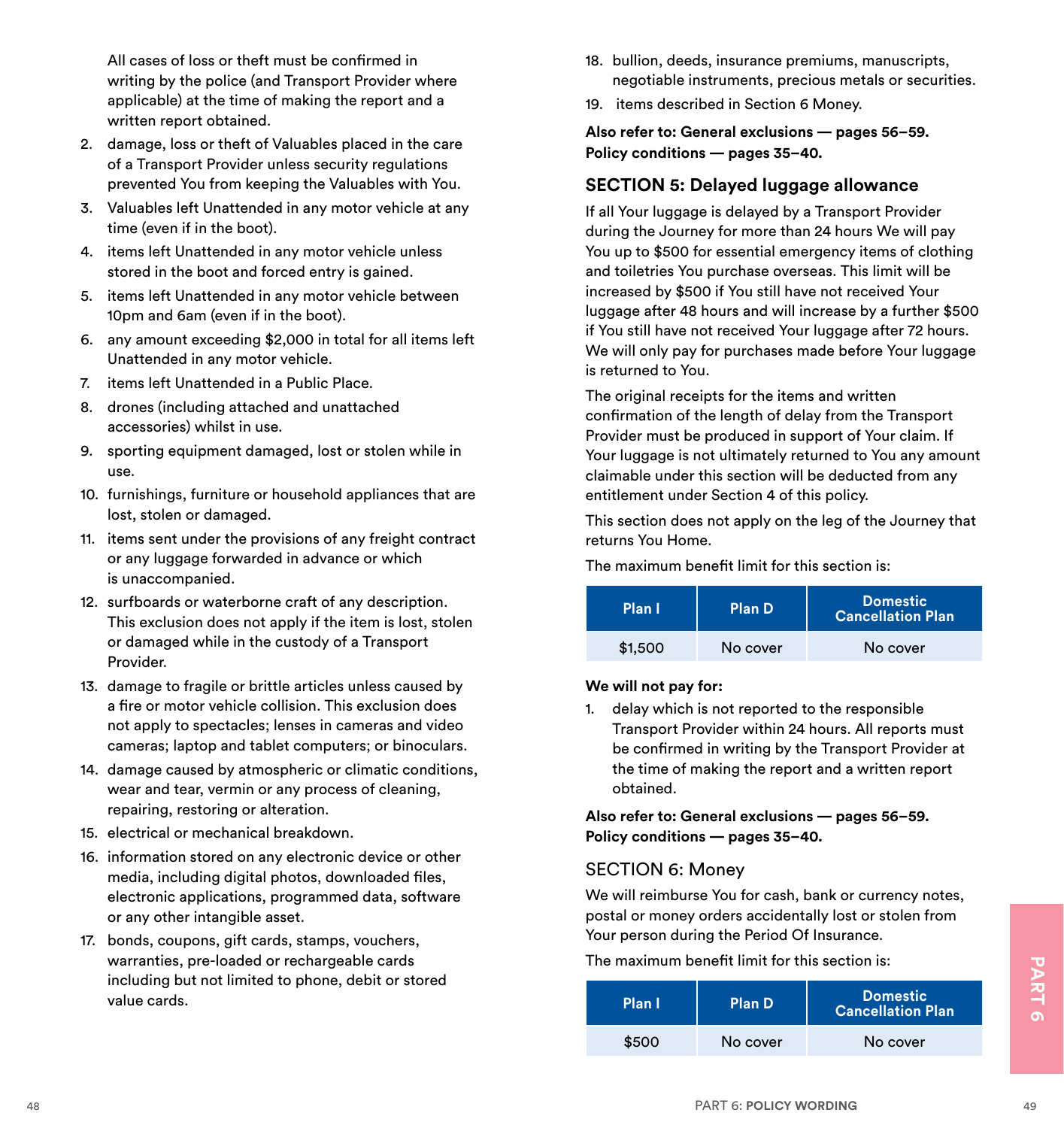All cases of loss or theft must be confirmed in writing by the police (and Transport Provider where applicable) at the time of making the report and a written report obtained.

2. damage, loss or theft of Valuables placed in the care of a Transport Provider unless security regulations prevented You from keeping the Valuables with You.
3. Valuables left Unattended in any motor vehicle at any time (even if in the boot).
4. items left Unattended in any motor vehicle unless stored in the boot and forced entry is gained.
5. items left Unattended in any motor vehicle between 10pm and 6am (even if in the boot).
6. any amount exceeding $2,000 in total for all items left Unattended in any motor vehicle.
7. items left Unattended in a Public Place.
8. drones (including attached and unattached accessories) whilst in use.
9. sporting equipment damaged, lost or stolen while in use.
10. furnishings, furniture or household appliances that are lost, stolen or damaged.
11. items sent under the provisions of any freight contract or any luggage forwarded in advance or which is unaccompanied.
12. surfboards or waterborne craft of any description. This exclusion does not apply if the item is lost, stolen or damaged while in the custody of a Transport Provider.
13. damage to fragile or brittle articles unless caused by a fire or motor vehicle collision. This exclusion does not apply to spectacles; lenses in cameras and video cameras; laptop and tablet computers; or binoculars.
14. damage caused by atmospheric or climatic conditions, wear and tear, vermin or any process of cleaning, repairing, restoring or alteration.
15. electrical or mechanical breakdown.
16. information stored on any electronic device or other media, including digital photos, downloaded files, electronic applications, programmed data, software or any other intangible asset.
17. bonds, coupons, gift cards, stamps, vouchers, warranties, pre-loaded or rechargeable cards including but not limited to phone, debit or stored value cards.
18. bullion, deeds, insurance premiums, manuscripts, negotiable instruments, precious metals or securities.
19. items described in Section 6 Money.

**Also refer to: General exclusions — pages 56–59.**
**Policy conditions — pages 35–40.**

## SECTION 5: Delayed luggage allowance

If all Your luggage is delayed by a Transport Provider during the Journey for more than 24 hours We will pay You up to $500 for essential emergency items of clothing and toiletries You purchase overseas. This limit will be increased by $500 if You still have not received Your luggage after 48 hours and will increase by a further $500 if You still have not received Your luggage after 72 hours. We will only pay for purchases made before Your luggage is returned to You.

The original receipts for the items and written confirmation of the length of delay from the Transport Provider must be produced in support of Your claim. If Your luggage is not ultimately returned to You any amount claimable under this section will be deducted from any entitlement under Section 4 of this policy.

This section does not apply on the leg of the Journey that returns You Home.

The maximum benefit limit for this section is:

| Plan I | Plan D | Domestic Cancellation Plan |
|---|---|---|
| $1,500 | No cover | No cover |

**We will not pay for:**

1. delay which is not reported to the responsible Transport Provider within 24 hours. All reports must be confirmed in writing by the Transport Provider at the time of making the report and a written report obtained.

**Also refer to: General exclusions — pages 56–59.**
**Policy conditions — pages 35–40.**

## SECTION 6: Money

We will reimburse You for cash, bank or currency notes, postal or money orders accidentally lost or stolen from Your person during the Period Of Insurance.

The maximum benefit limit for this section is:

| Plan I | Plan D | Domestic Cancellation Plan |
|---|---|---|
| $500 | No cover | No cover |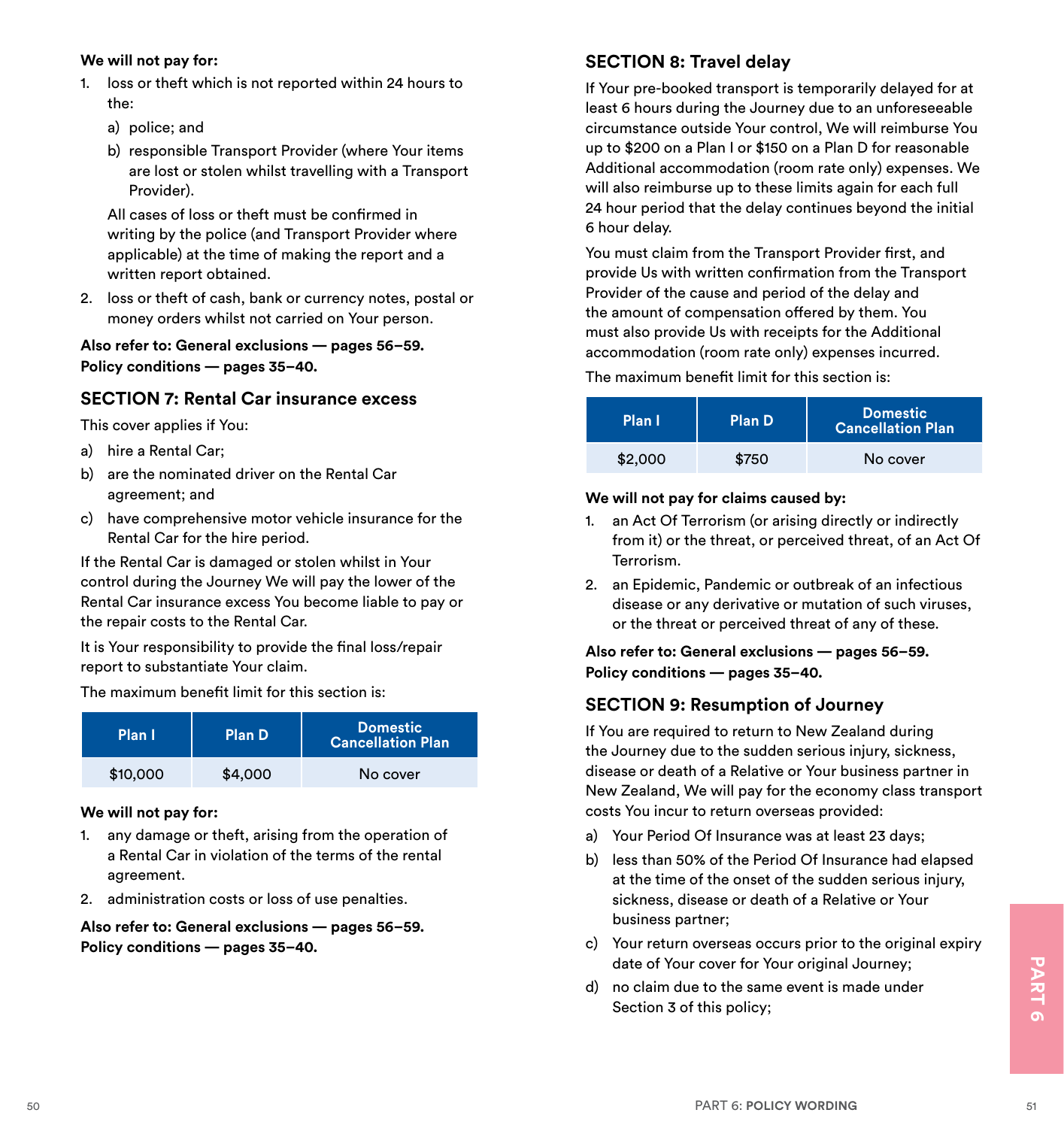**We will not pay for:**

1. loss or theft which is not reported within 24 hours to the:
   a) police; and
   b) responsible Transport Provider (where Your items are lost or stolen whilst travelling with a Transport Provider).

   All cases of loss or theft must be confirmed in writing by the police (and Transport Provider where applicable) at the time of making the report and a written report obtained.
2. loss or theft of cash, bank or currency notes, postal or money orders whilst not carried on Your person.

**Also refer to: General exclusions — pages 56–59.**
**Policy conditions — pages 35–40.**

## SECTION 7: Rental Car insurance excess

This cover applies if You:

a) hire a Rental Car;
b) are the nominated driver on the Rental Car agreement; and
c) have comprehensive motor vehicle insurance for the Rental Car for the hire period.

If the Rental Car is damaged or stolen whilst in Your control during the Journey We will pay the lower of the Rental Car insurance excess You become liable to pay or the repair costs to the Rental Car.

It is Your responsibility to provide the final loss/repair report to substantiate Your claim.

The maximum benefit limit for this section is:

| Plan I | Plan D | Domestic Cancellation Plan |
|---|---|---|
| $10,000 | $4,000 | No cover |

**We will not pay for:**

1. any damage or theft, arising from the operation of a Rental Car in violation of the terms of the rental agreement.
2. administration costs or loss of use penalties.

**Also refer to: General exclusions — pages 56–59.**
**Policy conditions — pages 35–40.**

## SECTION 8: Travel delay

If Your pre-booked transport is temporarily delayed for at least 6 hours during the Journey due to an unforeseeable circumstance outside Your control, We will reimburse You up to $200 on a Plan I or $150 on a Plan D for reasonable Additional accommodation (room rate only) expenses. We will also reimburse up to these limits again for each full 24 hour period that the delay continues beyond the initial 6 hour delay.

You must claim from the Transport Provider first, and provide Us with written confirmation from the Transport Provider of the cause and period of the delay and the amount of compensation offered by them. You must also provide Us with receipts for the Additional accommodation (room rate only) expenses incurred.

The maximum benefit limit for this section is:

| Plan I | Plan D | Domestic Cancellation Plan |
|---|---|---|
| $2,000 | $750 | No cover |

**We will not pay for claims caused by:**

1. an Act Of Terrorism (or arising directly or indirectly from it) or the threat, or perceived threat, of an Act Of Terrorism.
2. an Epidemic, Pandemic or outbreak of an infectious disease or any derivative or mutation of such viruses, or the threat or perceived threat of any of these.

**Also refer to: General exclusions — pages 56–59.**
**Policy conditions — pages 35–40.**

## SECTION 9: Resumption of Journey

If You are required to return to New Zealand during the Journey due to the sudden serious injury, sickness, disease or death of a Relative or Your business partner in New Zealand, We will pay for the economy class transport costs You incur to return overseas provided:

a) Your Period Of Insurance was at least 23 days;
b) less than 50% of the Period Of Insurance had elapsed at the time of the onset of the sudden serious injury, sickness, disease or death of a Relative or Your business partner;
c) Your return overseas occurs prior to the original expiry date of Your cover for Your original Journey;
d) no claim due to the same event is made under Section 3 of this policy;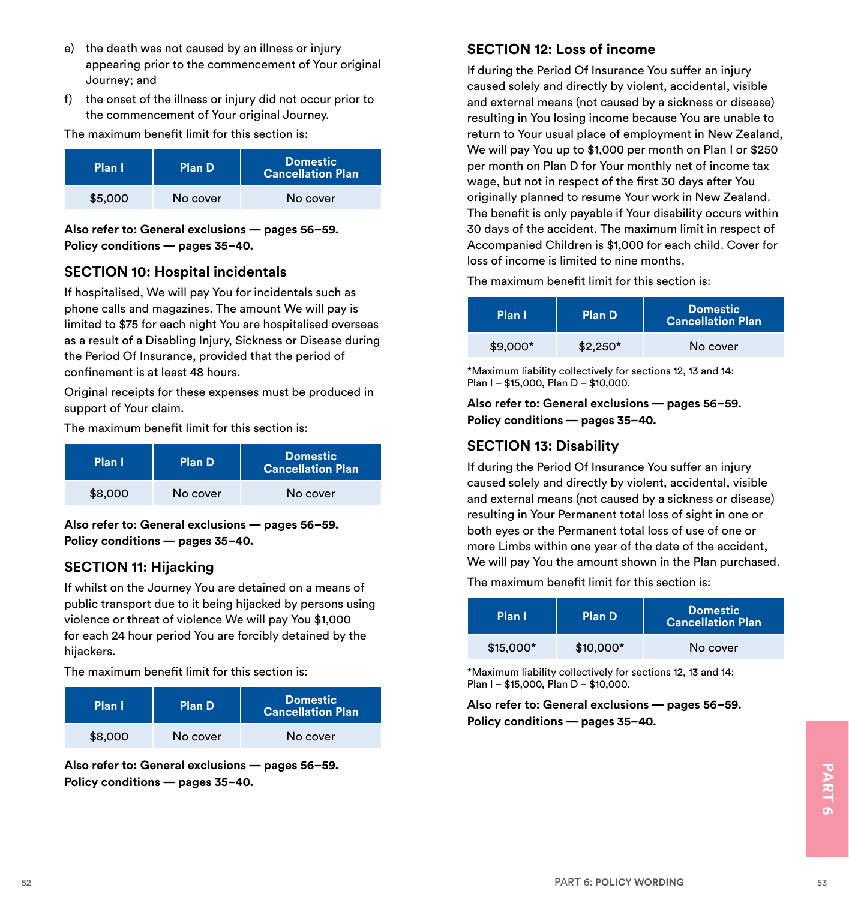e) the death was not caused by an illness or injury appearing prior to the commencement of Your original Journey; and

f) the onset of the illness or injury did not occur prior to the commencement of Your original Journey.

The maximum benefit limit for this section is:

| Plan I | Plan D | Domestic Cancellation Plan |
|---|---|---|
| $5,000 | No cover | No cover |

**Also refer to: General exclusions — pages 56–59.**
**Policy conditions — pages 35–40.**

## SECTION 10: Hospital incidentals

If hospitalised, We will pay You for incidentals such as phone calls and magazines. The amount We will pay is limited to $75 for each night You are hospitalised overseas as a result of a Disabling Injury, Sickness or Disease during the Period Of Insurance, provided that the period of confinement is at least 48 hours.

Original receipts for these expenses must be produced in support of Your claim.

The maximum benefit limit for this section is:

| Plan I | Plan D | Domestic Cancellation Plan |
|---|---|---|
| $8,000 | No cover | No cover |

**Also refer to: General exclusions — pages 56–59.**
**Policy conditions — pages 35–40.**

## SECTION 11: Hijacking

If whilst on the Journey You are detained on a means of public transport due to it being hijacked by persons using violence or threat of violence We will pay You $1,000 for each 24 hour period You are forcibly detained by the hijackers.

The maximum benefit limit for this section is:

| Plan I | Plan D | Domestic Cancellation Plan |
|---|---|---|
| $8,000 | No cover | No cover |

**Also refer to: General exclusions — pages 56–59.**
**Policy conditions — pages 35–40.**

## SECTION 12: Loss of income

If during the Period Of Insurance You suffer an injury caused solely and directly by violent, accidental, visible and external means (not caused by a sickness or disease) resulting in You losing income because You are unable to return to Your usual place of employment in New Zealand, We will pay You up to $1,000 per month on Plan I or $250 per month on Plan D for Your monthly net of income tax wage, but not in respect of the first 30 days after You originally planned to resume Your work in New Zealand. The benefit is only payable if Your disability occurs within 30 days of the accident. The maximum limit in respect of Accompanied Children is $1,000 for each child. Cover for loss of income is limited to nine months.

The maximum benefit limit for this section is:

| Plan I | Plan D | Domestic Cancellation Plan |
|---|---|---|
| $9,000* | $2,250* | No cover |

*Maximum liability collectively for sections 12, 13 and 14: Plan I – $15,000, Plan D – $10,000.

**Also refer to: General exclusions — pages 56–59.**
**Policy conditions — pages 35–40.**

## SECTION 13: Disability

If during the Period Of Insurance You suffer an injury caused solely and directly by violent, accidental, visible and external means (not caused by a sickness or disease) resulting in Your Permanent total loss of sight in one or both eyes or the Permanent total loss of use of one or more Limbs within one year of the date of the accident, We will pay You the amount shown in the Plan purchased.

The maximum benefit limit for this section is:

| Plan I | Plan D | Domestic Cancellation Plan |
|---|---|---|
| $15,000* | $10,000* | No cover |

*Maximum liability collectively for sections 12, 13 and 14: Plan I – $15,000, Plan D – $10,000.

**Also refer to: General exclusions — pages 56–59.**
**Policy conditions — pages 35–40.**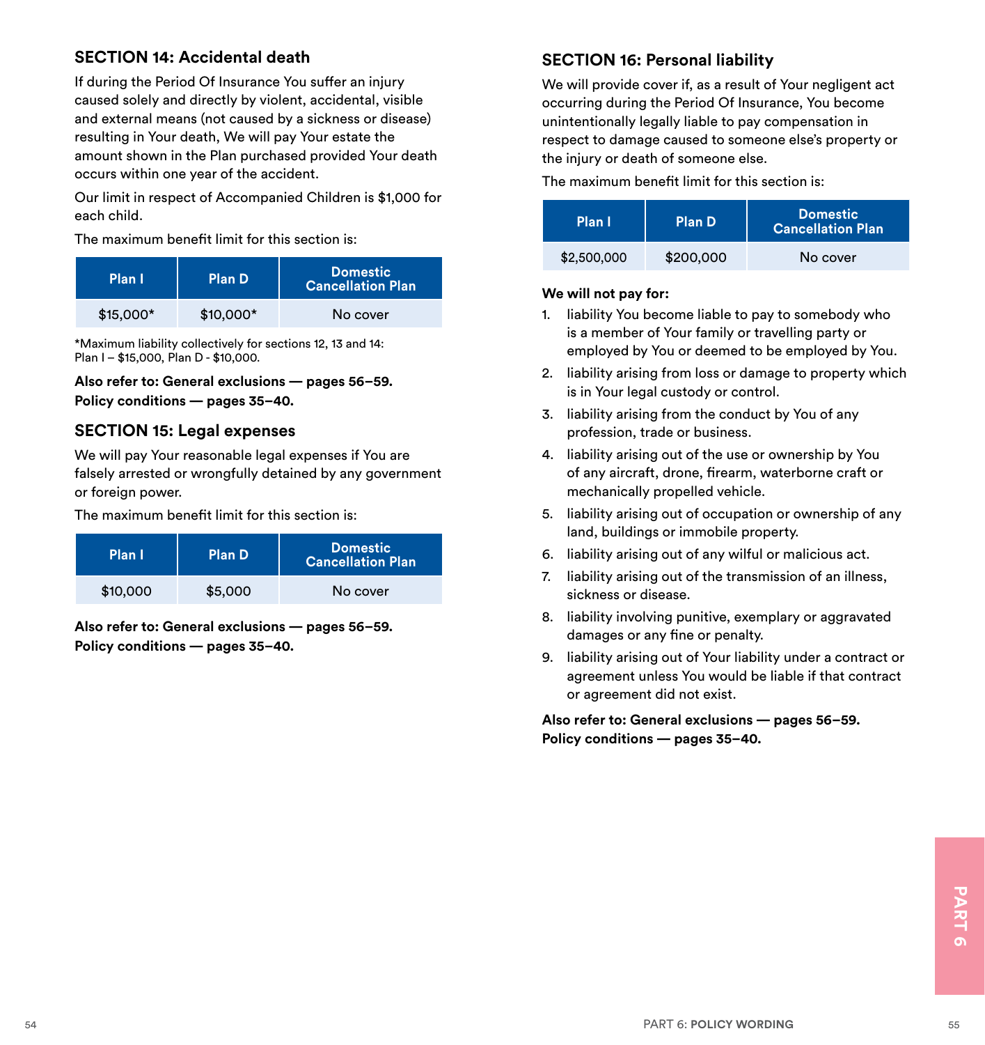## SECTION 14: Accidental death

If during the Period Of Insurance You suffer an injury caused solely and directly by violent, accidental, visible and external means (not caused by a sickness or disease) resulting in Your death, We will pay Your estate the amount shown in the Plan purchased provided Your death occurs within one year of the accident.

Our limit in respect of Accompanied Children is $1,000 for each child.

The maximum benefit limit for this section is:

| Plan I | Plan D | Domestic Cancellation Plan |
|---|---|---|
| $15,000* | $10,000* | No cover |

*Maximum liability collectively for sections 12, 13 and 14: Plan I – $15,000, Plan D - $10,000.

**Also refer to: General exclusions — pages 56–59.**
**Policy conditions — pages 35–40.**

## SECTION 15: Legal expenses

We will pay Your reasonable legal expenses if You are falsely arrested or wrongfully detained by any government or foreign power.

The maximum benefit limit for this section is:

| Plan I | Plan D | Domestic Cancellation Plan |
|---|---|---|
| $10,000 | $5,000 | No cover |

**Also refer to: General exclusions — pages 56–59.**
**Policy conditions — pages 35–40.**

## SECTION 16: Personal liability

We will provide cover if, as a result of Your negligent act occurring during the Period Of Insurance, You become unintentionally legally liable to pay compensation in respect to damage caused to someone else's property or the injury or death of someone else.

The maximum benefit limit for this section is:

| Plan I | Plan D | Domestic Cancellation Plan |
|---|---|---|
| $2,500,000 | $200,000 | No cover |

**We will not pay for:**

1. liability You become liable to pay to somebody who is a member of Your family or travelling party or employed by You or deemed to be employed by You.
2. liability arising from loss or damage to property which is in Your legal custody or control.
3. liability arising from the conduct by You of any profession, trade or business.
4. liability arising out of the use or ownership by You of any aircraft, drone, firearm, waterborne craft or mechanically propelled vehicle.
5. liability arising out of occupation or ownership of any land, buildings or immobile property.
6. liability arising out of any wilful or malicious act.
7. liability arising out of the transmission of an illness, sickness or disease.
8. liability involving punitive, exemplary or aggravated damages or any fine or penalty.
9. liability arising out of Your liability under a contract or agreement unless You would be liable if that contract or agreement did not exist.

**Also refer to: General exclusions — pages 56–59.**
**Policy conditions — pages 35–40.**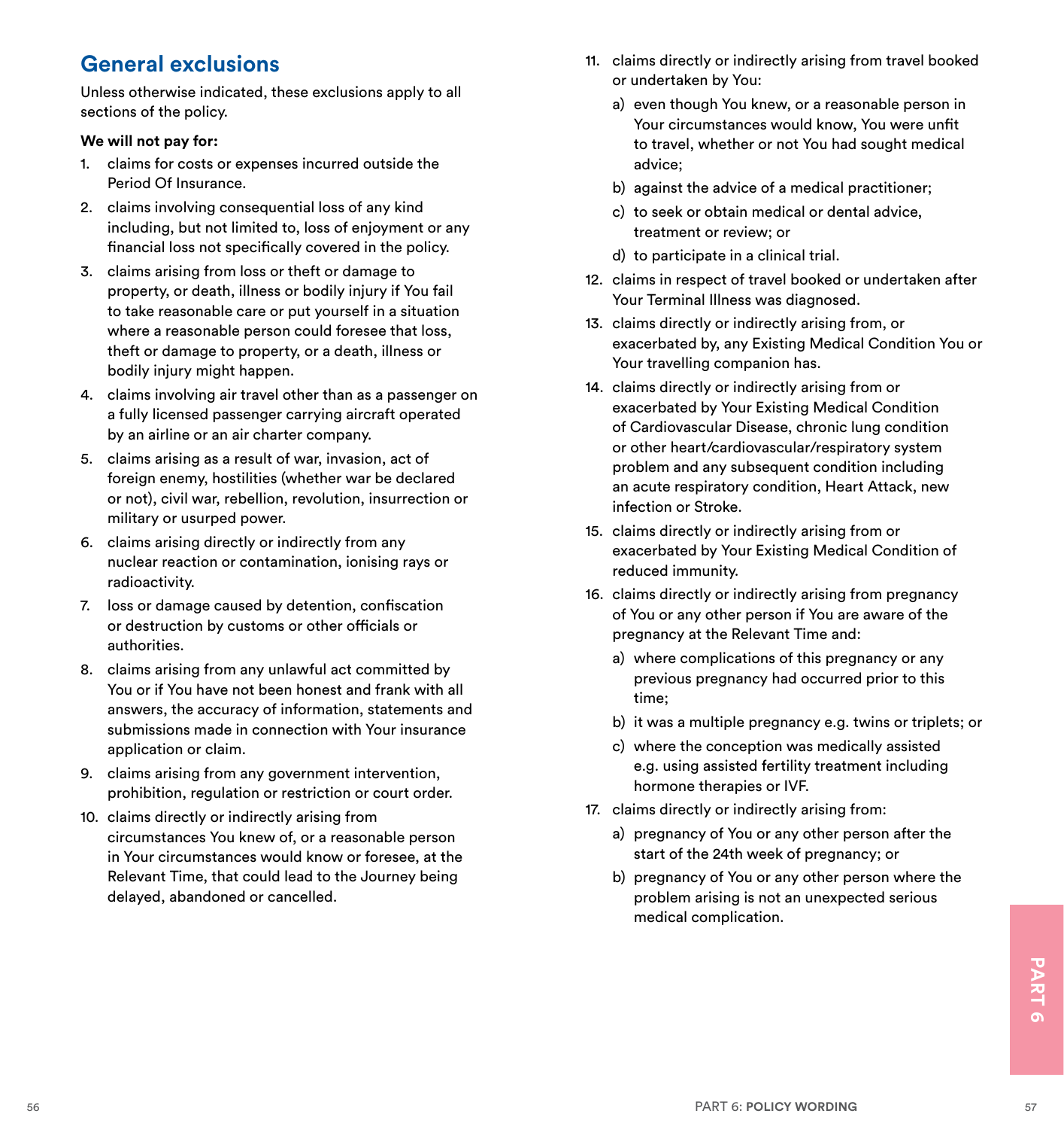## General exclusions

Unless otherwise indicated, these exclusions apply to all sections of the policy.

**We will not pay for:**

1. claims for costs or expenses incurred outside the Period Of Insurance.
2. claims involving consequential loss of any kind including, but not limited to, loss of enjoyment or any financial loss not specifically covered in the policy.
3. claims arising from loss or theft or damage to property, or death, illness or bodily injury if You fail to take reasonable care or put yourself in a situation where a reasonable person could foresee that loss, theft or damage to property, or a death, illness or bodily injury might happen.
4. claims involving air travel other than as a passenger on a fully licensed passenger carrying aircraft operated by an airline or an air charter company.
5. claims arising as a result of war, invasion, act of foreign enemy, hostilities (whether war be declared or not), civil war, rebellion, revolution, insurrection or military or usurped power.
6. claims arising directly or indirectly from any nuclear reaction or contamination, ionising rays or radioactivity.
7. loss or damage caused by detention, confiscation or destruction by customs or other officials or authorities.
8. claims arising from any unlawful act committed by You or if You have not been honest and frank with all answers, the accuracy of information, statements and submissions made in connection with Your insurance application or claim.
9. claims arising from any government intervention, prohibition, regulation or restriction or court order.
10. claims directly or indirectly arising from circumstances You knew of, or a reasonable person in Your circumstances would know or foresee, at the Relevant Time, that could lead to the Journey being delayed, abandoned or cancelled.
11. claims directly or indirectly arising from travel booked or undertaken by You:
    a) even though You knew, or a reasonable person in Your circumstances would know, You were unfit to travel, whether or not You had sought medical advice;
    b) against the advice of a medical practitioner;
    c) to seek or obtain medical or dental advice, treatment or review; or
    d) to participate in a clinical trial.
12. claims in respect of travel booked or undertaken after Your Terminal Illness was diagnosed.
13. claims directly or indirectly arising from, or exacerbated by, any Existing Medical Condition You or Your travelling companion has.
14. claims directly or indirectly arising from or exacerbated by Your Existing Medical Condition of Cardiovascular Disease, chronic lung condition or other heart/cardiovascular/respiratory system problem and any subsequent condition including an acute respiratory condition, Heart Attack, new infection or Stroke.
15. claims directly or indirectly arising from or exacerbated by Your Existing Medical Condition of reduced immunity.
16. claims directly or indirectly arising from pregnancy of You or any other person if You are aware of the pregnancy at the Relevant Time and:
    a) where complications of this pregnancy or any previous pregnancy had occurred prior to this time;
    b) it was a multiple pregnancy e.g. twins or triplets; or
    c) where the conception was medically assisted e.g. using assisted fertility treatment including hormone therapies or IVF.
17. claims directly or indirectly arising from:
    a) pregnancy of You or any other person after the start of the 24th week of pregnancy; or
    b) pregnancy of You or any other person where the problem arising is not an unexpected serious medical complication.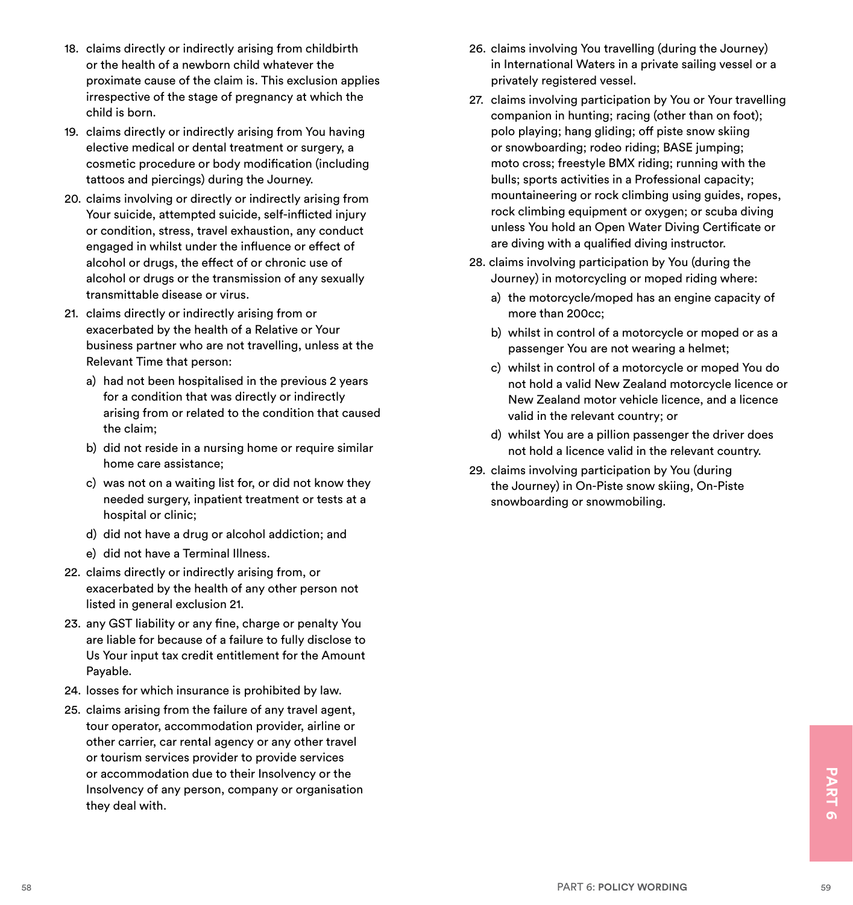18. claims directly or indirectly arising from childbirth or the health of a newborn child whatever the proximate cause of the claim is. This exclusion applies irrespective of the stage of pregnancy at which the child is born.
19. claims directly or indirectly arising from You having elective medical or dental treatment or surgery, a cosmetic procedure or body modification (including tattoos and piercings) during the Journey.
20. claims involving or directly or indirectly arising from Your suicide, attempted suicide, self-inflicted injury or condition, stress, travel exhaustion, any conduct engaged in whilst under the influence or effect of alcohol or drugs, the effect of or chronic use of alcohol or drugs or the transmission of any sexually transmittable disease or virus.
21. claims directly or indirectly arising from or exacerbated by the health of a Relative or Your business partner who are not travelling, unless at the Relevant Time that person:
    a) had not been hospitalised in the previous 2 years for a condition that was directly or indirectly arising from or related to the condition that caused the claim;
    b) did not reside in a nursing home or require similar home care assistance;
    c) was not on a waiting list for, or did not know they needed surgery, inpatient treatment or tests at a hospital or clinic;
    d) did not have a drug or alcohol addiction; and
    e) did not have a Terminal Illness.
22. claims directly or indirectly arising from, or exacerbated by the health of any other person not listed in general exclusion 21.
23. any GST liability or any fine, charge or penalty You are liable for because of a failure to fully disclose to Us Your input tax credit entitlement for the Amount Payable.
24. losses for which insurance is prohibited by law.
25. claims arising from the failure of any travel agent, tour operator, accommodation provider, airline or other carrier, car rental agency or any other travel or tourism services provider to provide services or accommodation due to their Insolvency or the Insolvency of any person, company or organisation they deal with.
26. claims involving You travelling (during the Journey) in International Waters in a private sailing vessel or a privately registered vessel.
27. claims involving participation by You or Your travelling companion in hunting; racing (other than on foot); polo playing; hang gliding; off piste snow skiing or snowboarding; rodeo riding; BASE jumping; moto cross; freestyle BMX riding; running with the bulls; sports activities in a Professional capacity; mountaineering or rock climbing using guides, ropes, rock climbing equipment or oxygen; or scuba diving unless You hold an Open Water Diving Certificate or are diving with a qualified diving instructor.
28. claims involving participation by You (during the Journey) in motorcycling or moped riding where:
    a) the motorcycle/moped has an engine capacity of more than 200cc;
    b) whilst in control of a motorcycle or moped or as a passenger You are not wearing a helmet;
    c) whilst in control of a motorcycle or moped You do not hold a valid New Zealand motorcycle licence or New Zealand motor vehicle licence, and a licence valid in the relevant country; or
    d) whilst You are a pillion passenger the driver does not hold a licence valid in the relevant country.
29. claims involving participation by You (during the Journey) in On-Piste snow skiing, On-Piste snowboarding or snowmobiling.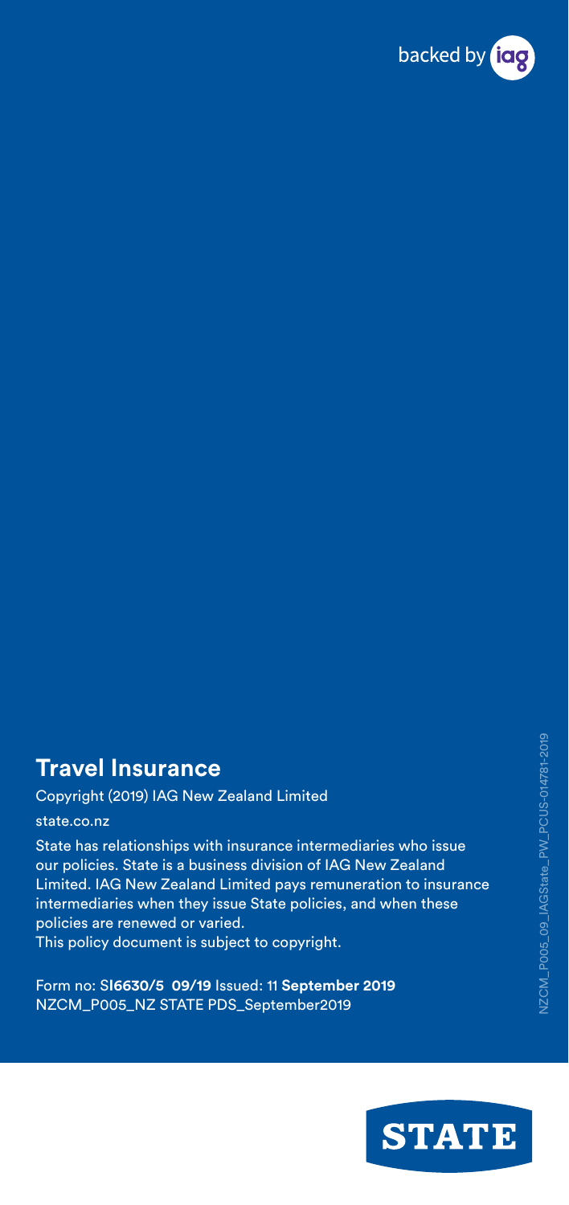backed by iag

## Travel Insurance

Copyright (2019) IAG New Zealand Limited

state.co.nz

State has relationships with insurance intermediaries who issue our policies. State is a business division of IAG New Zealand Limited. IAG New Zealand Limited pays remuneration to insurance intermediaries when they issue State policies, and when these policies are renewed or varied.
This policy document is subject to copyright.

Form no: S**I6630/5 09/19** Issued: 11 **September 2019**
NZCM_P005_NZ STATE PDS_September2019

NZCM_P005_09_IAGState_PW_PCUS-01478​1-2019

STATE